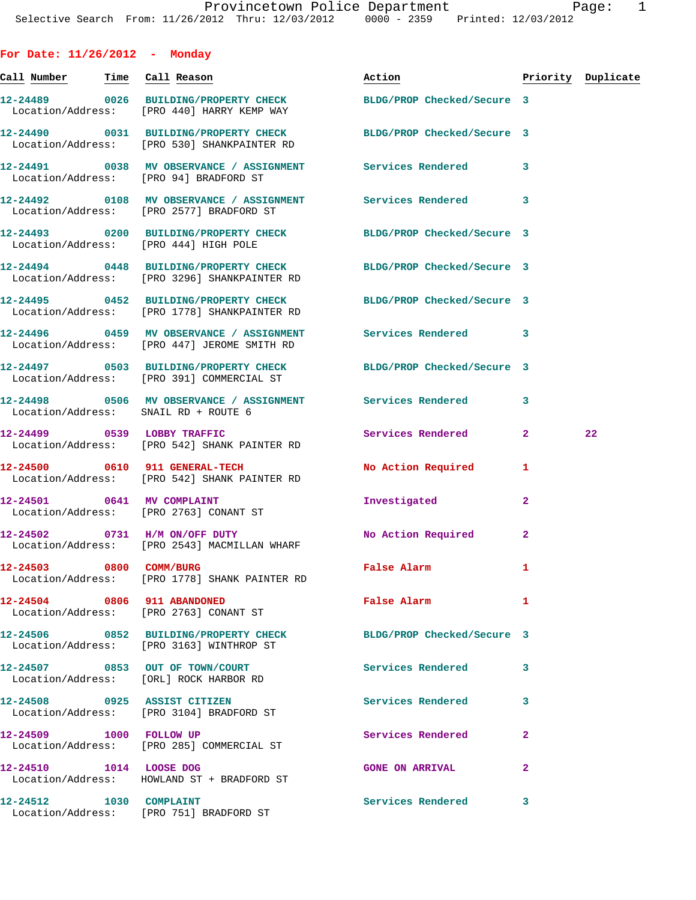Provincetown Police Department
Selective Search From: 11/26/2012 Thru: 12/03/2012 0000 - 2359 Printed: 12/03/2012

## For Date: 11/26/2012 - Monday

| Call Number | Time | Call Reason | Action | Priority | Duplicate |
|---|---|---|---|---|---|
| 12-24489 | 0026 | BUILDING/PROPERTY CHECK | BLDG/PROP Checked/Secure | 3 | |
| Location/Address: | | [PRO 440] HARRY KEMP WAY | | | |
| 12-24490 | 0031 | BUILDING/PROPERTY CHECK | BLDG/PROP Checked/Secure | 3 | |
| Location/Address: | | [PRO 530] SHANKPAINTER RD | | | |
| 12-24491 | 0038 | MV OBSERVANCE / ASSIGNMENT | Services Rendered | 3 | |
| Location/Address: | | [PRO 94] BRADFORD ST | | | |
| 12-24492 | 0108 | MV OBSERVANCE / ASSIGNMENT | Services Rendered | 3 | |
| Location/Address: | | [PRO 2577] BRADFORD ST | | | |
| 12-24493 | 0200 | BUILDING/PROPERTY CHECK | BLDG/PROP Checked/Secure | 3 | |
| Location/Address: | | [PRO 444] HIGH POLE | | | |
| 12-24494 | 0448 | BUILDING/PROPERTY CHECK | BLDG/PROP Checked/Secure | 3 | |
| Location/Address: | | [PRO 3296] SHANKPAINTER RD | | | |
| 12-24495 | 0452 | BUILDING/PROPERTY CHECK | BLDG/PROP Checked/Secure | 3 | |
| Location/Address: | | [PRO 1778] SHANKPAINTER RD | | | |
| 12-24496 | 0459 | MV OBSERVANCE / ASSIGNMENT | Services Rendered | 3 | |
| Location/Address: | | [PRO 447] JEROME SMITH RD | | | |
| 12-24497 | 0503 | BUILDING/PROPERTY CHECK | BLDG/PROP Checked/Secure | 3 | |
| Location/Address: | | [PRO 391] COMMERCIAL ST | | | |
| 12-24498 | 0506 | MV OBSERVANCE / ASSIGNMENT | Services Rendered | 3 | |
| Location/Address: | | SNAIL RD + ROUTE 6 | | | |
| 12-24499 | 0539 | LOBBY TRAFFIC | Services Rendered | 2 | 22 |
| Location/Address: | | [PRO 542] SHANK PAINTER RD | | | |
| 12-24500 | 0610 | 911 GENERAL-TECH | No Action Required | 1 | |
| Location/Address: | | [PRO 542] SHANK PAINTER RD | | | |
| 12-24501 | 0641 | MV COMPLAINT | Investigated | 2 | |
| Location/Address: | | [PRO 2763] CONANT ST | | | |
| 12-24502 | 0731 | H/M ON/OFF DUTY | No Action Required | 2 | |
| Location/Address: | | [PRO 2543] MACMILLAN WHARF | | | |
| 12-24503 | 0800 | COMM/BURG | False Alarm | 1 | |
| Location/Address: | | [PRO 1778] SHANK PAINTER RD | | | |
| 12-24504 | 0806 | 911 ABANDONED | False Alarm | 1 | |
| Location/Address: | | [PRO 2763] CONANT ST | | | |
| 12-24506 | 0852 | BUILDING/PROPERTY CHECK | BLDG/PROP Checked/Secure | 3 | |
| Location/Address: | | [PRO 3163] WINTHROP ST | | | |
| 12-24507 | 0853 | OUT OF TOWN/COURT | Services Rendered | 3 | |
| Location/Address: | | [ORL] ROCK HARBOR RD | | | |
| 12-24508 | 0925 | ASSIST CITIZEN | Services Rendered | 3 | |
| Location/Address: | | [PRO 3104] BRADFORD ST | | | |
| 12-24509 | 1000 | FOLLOW UP | Services Rendered | 2 | |
| Location/Address: | | [PRO 285] COMMERCIAL ST | | | |
| 12-24510 | 1014 | LOOSE DOG | GONE ON ARRIVAL | 2 | |
| Location/Address: | | HOWLAND ST + BRADFORD ST | | | |
| 12-24512 | 1030 | COMPLAINT | Services Rendered | 3 | |
| Location/Address: | | [PRO 751] BRADFORD ST | | | |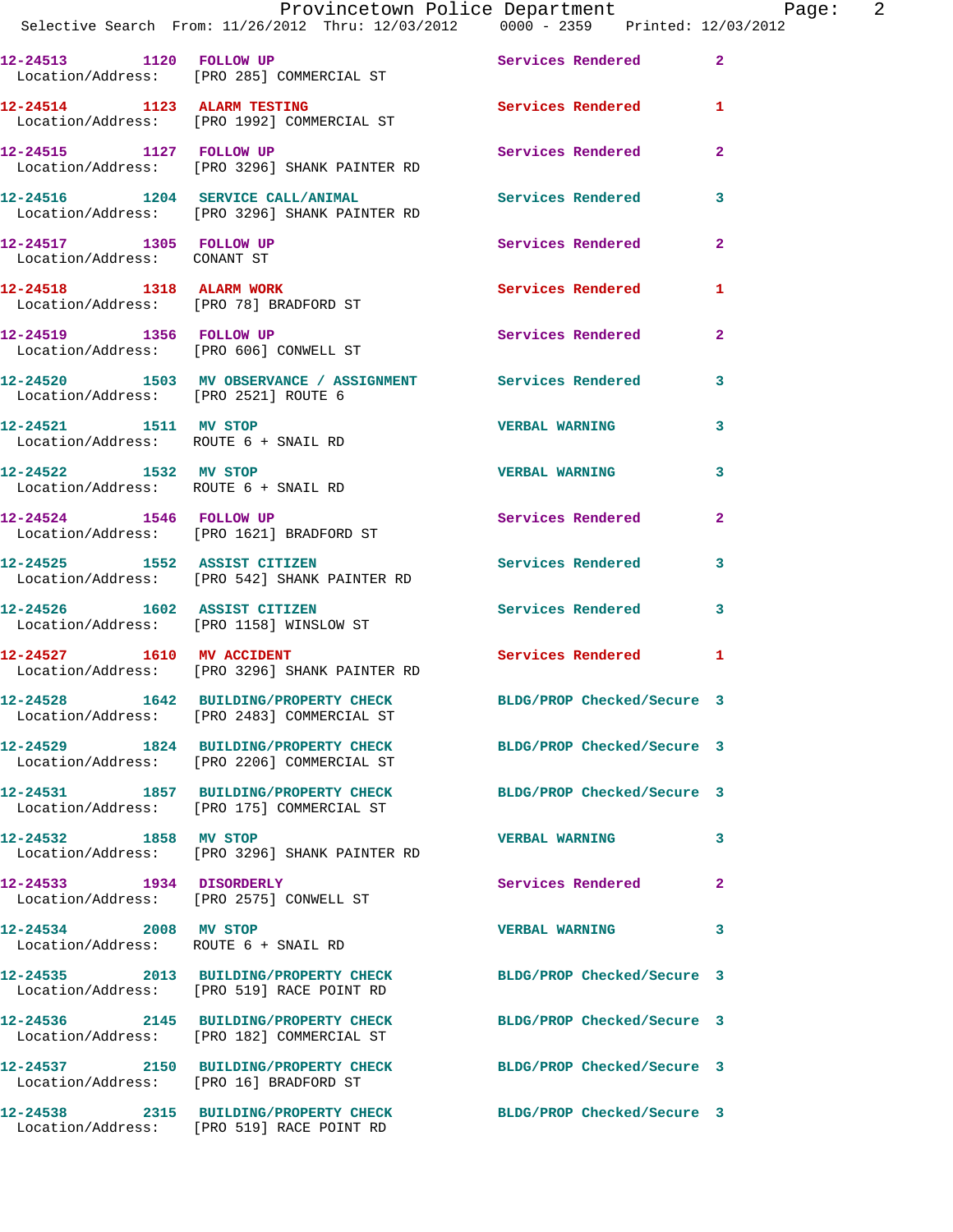| Call Number | Time | Call Reason | Action | Priority |
|---|---|---|---|---|
| 12-24513 | 1120 | FOLLOW UP | Services Rendered | 2 |
| Location/Address: [PRO 285] COMMERCIAL ST | | | | |
| 12-24514 | 1123 | ALARM TESTING | Services Rendered | 1 |
| Location/Address: [PRO 1992] COMMERCIAL ST | | | | |
| 12-24515 | 1127 | FOLLOW UP | Services Rendered | 2 |
| Location/Address: [PRO 3296] SHANK PAINTER RD | | | | |
| 12-24516 | 1204 | SERVICE CALL/ANIMAL | Services Rendered | 3 |
| Location/Address: [PRO 3296] SHANK PAINTER RD | | | | |
| 12-24517 | 1305 | FOLLOW UP | Services Rendered | 2 |
| Location/Address: CONANT ST | | | | |
| 12-24518 | 1318 | ALARM WORK | Services Rendered | 1 |
| Location/Address: [PRO 78] BRADFORD ST | | | | |
| 12-24519 | 1356 | FOLLOW UP | Services Rendered | 2 |
| Location/Address: [PRO 606] CONWELL ST | | | | |
| 12-24520 | 1503 | MV OBSERVANCE / ASSIGNMENT | Services Rendered | 3 |
| Location/Address: [PRO 2521] ROUTE 6 | | | | |
| 12-24521 | 1511 | MV STOP | VERBAL WARNING | 3 |
| Location/Address: ROUTE 6 + SNAIL RD | | | | |
| 12-24522 | 1532 | MV STOP | VERBAL WARNING | 3 |
| Location/Address: ROUTE 6 + SNAIL RD | | | | |
| 12-24524 | 1546 | FOLLOW UP | Services Rendered | 2 |
| Location/Address: [PRO 1621] BRADFORD ST | | | | |
| 12-24525 | 1552 | ASSIST CITIZEN | Services Rendered | 3 |
| Location/Address: [PRO 542] SHANK PAINTER RD | | | | |
| 12-24526 | 1602 | ASSIST CITIZEN | Services Rendered | 3 |
| Location/Address: [PRO 1158] WINSLOW ST | | | | |
| 12-24527 | 1610 | MV ACCIDENT | Services Rendered | 1 |
| Location/Address: [PRO 3296] SHANK PAINTER RD | | | | |
| 12-24528 | 1642 | BUILDING/PROPERTY CHECK | BLDG/PROP Checked/Secure | 3 |
| Location/Address: [PRO 2483] COMMERCIAL ST | | | | |
| 12-24529 | 1824 | BUILDING/PROPERTY CHECK | BLDG/PROP Checked/Secure | 3 |
| Location/Address: [PRO 2206] COMMERCIAL ST | | | | |
| 12-24531 | 1857 | BUILDING/PROPERTY CHECK | BLDG/PROP Checked/Secure | 3 |
| Location/Address: [PRO 175] COMMERCIAL ST | | | | |
| 12-24532 | 1858 | MV STOP | VERBAL WARNING | 3 |
| Location/Address: [PRO 3296] SHANK PAINTER RD | | | | |
| 12-24533 | 1934 | DISORDERLY | Services Rendered | 2 |
| Location/Address: [PRO 2575] CONWELL ST | | | | |
| 12-24534 | 2008 | MV STOP | VERBAL WARNING | 3 |
| Location/Address: ROUTE 6 + SNAIL RD | | | | |
| 12-24535 | 2013 | BUILDING/PROPERTY CHECK | BLDG/PROP Checked/Secure | 3 |
| Location/Address: [PRO 519] RACE POINT RD | | | | |
| 12-24536 | 2145 | BUILDING/PROPERTY CHECK | BLDG/PROP Checked/Secure | 3 |
| Location/Address: [PRO 182] COMMERCIAL ST | | | | |
| 12-24537 | 2150 | BUILDING/PROPERTY CHECK | BLDG/PROP Checked/Secure | 3 |
| Location/Address: [PRO 16] BRADFORD ST | | | | |
| 12-24538 | 2315 | BUILDING/PROPERTY CHECK | BLDG/PROP Checked/Secure | 3 |
| Location/Address: [PRO 519] RACE POINT RD | | | | |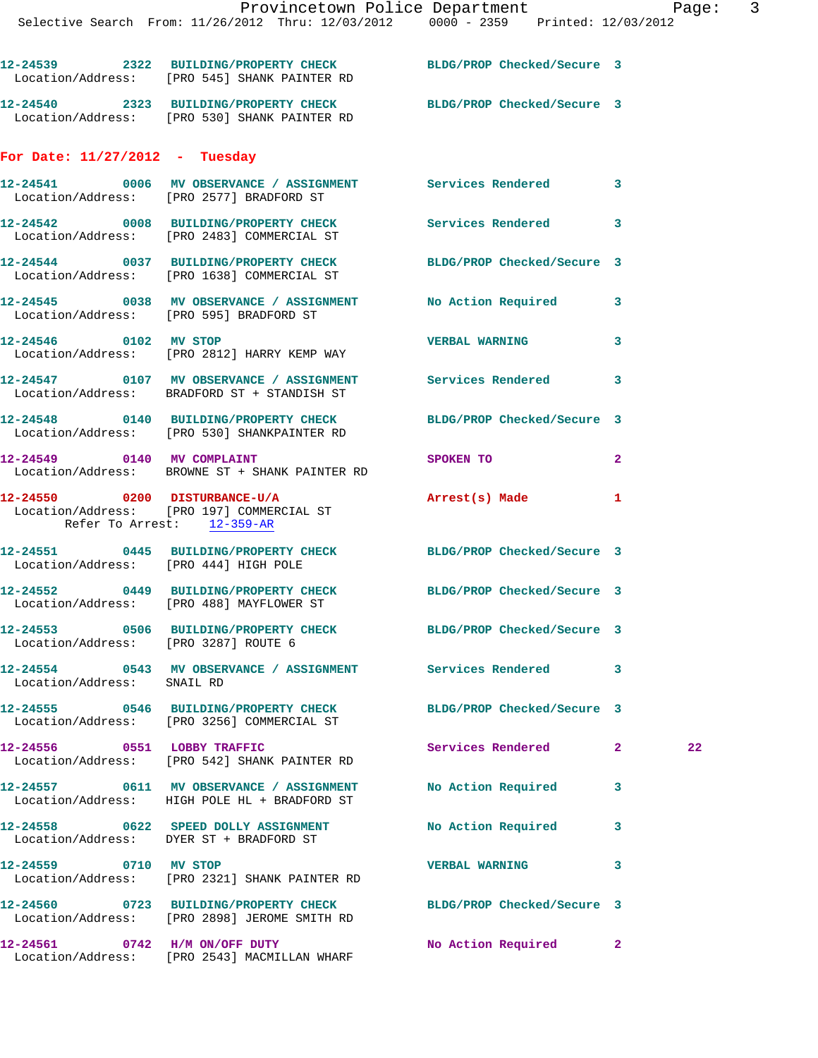12-24539 2322 BUILDING/PROPERTY CHECK BLDG/PROP Checked/Secure 3
Location/Address: [PRO 545] SHANK PAINTER RD

12-24540 2323 BUILDING/PROPERTY CHECK BLDG/PROP Checked/Secure 3
Location/Address: [PRO 530] SHANK PAINTER RD

**For Date: 11/27/2012 - Tuesday**

12-24541 0006 MV OBSERVANCE / ASSIGNMENT Services Rendered 3
Location/Address: [PRO 2577] BRADFORD ST

12-24542 0008 BUILDING/PROPERTY CHECK Services Rendered 3
Location/Address: [PRO 2483] COMMERCIAL ST

12-24544 0037 BUILDING/PROPERTY CHECK BLDG/PROP Checked/Secure 3
Location/Address: [PRO 1638] COMMERCIAL ST

12-24545 0038 MV OBSERVANCE / ASSIGNMENT No Action Required 3
Location/Address: [PRO 595] BRADFORD ST

12-24546 0102 MV STOP VERBAL WARNING 3
Location/Address: [PRO 2812] HARRY KEMP WAY

12-24547 0107 MV OBSERVANCE / ASSIGNMENT Services Rendered 3
Location/Address: BRADFORD ST + STANDISH ST

12-24548 0140 BUILDING/PROPERTY CHECK BLDG/PROP Checked/Secure 3
Location/Address: [PRO 530] SHANKPAINTER RD

12-24549 0140 MV COMPLAINT SPOKEN TO 2
Location/Address: BROWNE ST + SHANK PAINTER RD

12-24550 0200 DISTURBANCE-U/A Arrest(s) Made 1
Location/Address: [PRO 197] COMMERCIAL ST
Refer To Arrest: 12-359-AR

12-24551 0445 BUILDING/PROPERTY CHECK BLDG/PROP Checked/Secure 3
Location/Address: [PRO 444] HIGH POLE

12-24552 0449 BUILDING/PROPERTY CHECK BLDG/PROP Checked/Secure 3
Location/Address: [PRO 488] MAYFLOWER ST

12-24553 0506 BUILDING/PROPERTY CHECK BLDG/PROP Checked/Secure 3
Location/Address: [PRO 3287] ROUTE 6

12-24554 0543 MV OBSERVANCE / ASSIGNMENT Services Rendered 3
Location/Address: SNAIL RD

12-24555 0546 BUILDING/PROPERTY CHECK BLDG/PROP Checked/Secure 3
Location/Address: [PRO 3256] COMMERCIAL ST

12-24556 0551 LOBBY TRAFFIC Services Rendered 2 22
Location/Address: [PRO 542] SHANK PAINTER RD

12-24557 0611 MV OBSERVANCE / ASSIGNMENT No Action Required 3
Location/Address: HIGH POLE HL + BRADFORD ST

12-24558 0622 SPEED DOLLY ASSIGNMENT No Action Required 3
Location/Address: DYER ST + BRADFORD ST

12-24559 0710 MV STOP VERBAL WARNING 3
Location/Address: [PRO 2321] SHANK PAINTER RD

12-24560 0723 BUILDING/PROPERTY CHECK BLDG/PROP Checked/Secure 3
Location/Address: [PRO 2898] JEROME SMITH RD

12-24561 0742 H/M ON/OFF DUTY No Action Required 2
Location/Address: [PRO 2543] MACMILLAN WHARF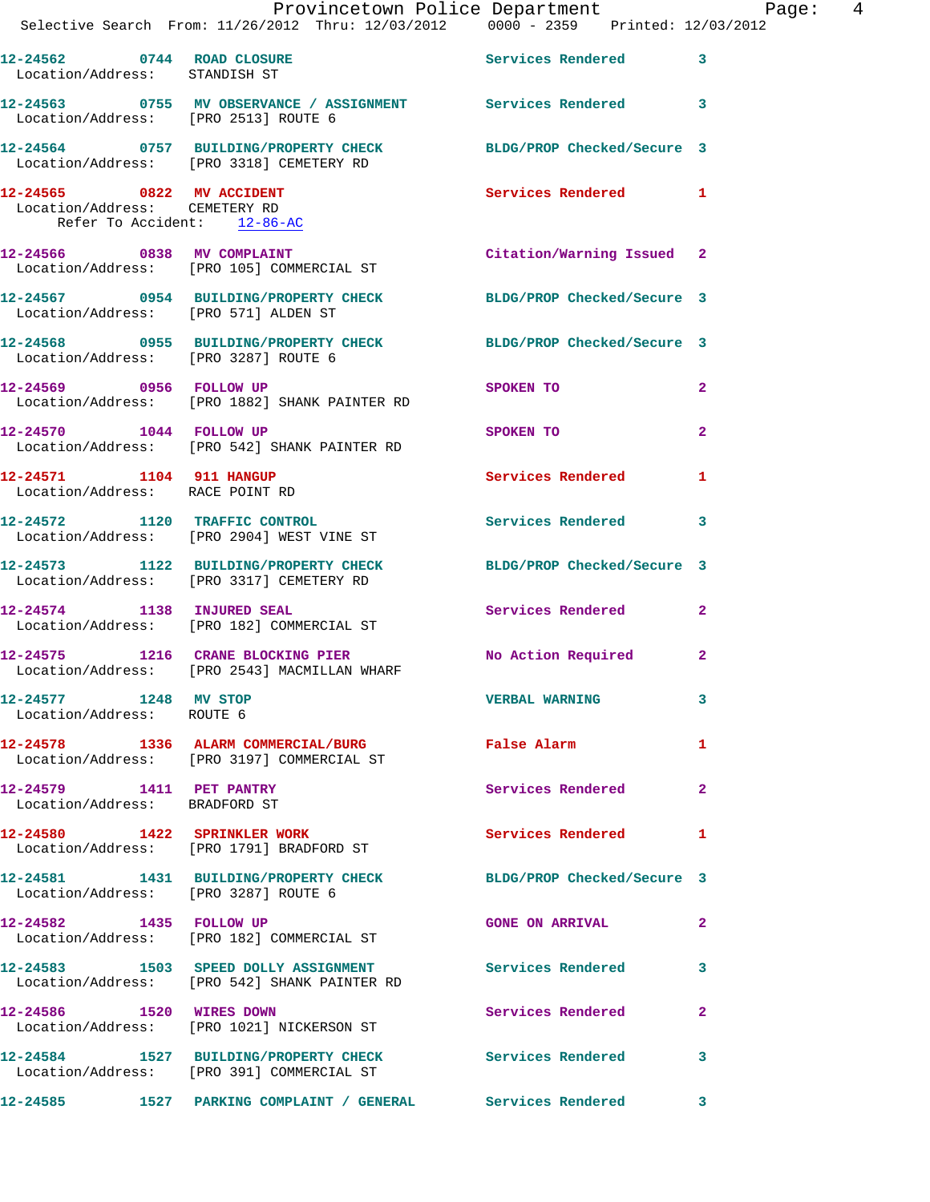12-24562 0744 ROAD CLOSURE Services Rendered 3
Location/Address: STANDISH ST

12-24563 0755 MV OBSERVANCE / ASSIGNMENT Services Rendered 3
Location/Address: [PRO 2513] ROUTE 6

12-24564 0757 BUILDING/PROPERTY CHECK BLDG/PROP Checked/Secure 3
Location/Address: [PRO 3318] CEMETERY RD

12-24565 0822 MV ACCIDENT Services Rendered 1
Location/Address: CEMETERY RD
Refer To Accident: 12-86-AC

12-24566 0838 MV COMPLAINT Citation/Warning Issued 2
Location/Address: [PRO 105] COMMERCIAL ST

12-24567 0954 BUILDING/PROPERTY CHECK BLDG/PROP Checked/Secure 3
Location/Address: [PRO 571] ALDEN ST

12-24568 0955 BUILDING/PROPERTY CHECK BLDG/PROP Checked/Secure 3
Location/Address: [PRO 3287] ROUTE 6

12-24569 0956 FOLLOW UP SPOKEN TO 2
Location/Address: [PRO 1882] SHANK PAINTER RD

12-24570 1044 FOLLOW UP SPOKEN TO 2
Location/Address: [PRO 542] SHANK PAINTER RD

12-24571 1104 911 HANGUP Services Rendered 1
Location/Address: RACE POINT RD

12-24572 1120 TRAFFIC CONTROL Services Rendered 3
Location/Address: [PRO 2904] WEST VINE ST

12-24573 1122 BUILDING/PROPERTY CHECK BLDG/PROP Checked/Secure 3
Location/Address: [PRO 3317] CEMETERY RD

12-24574 1138 INJURED SEAL Services Rendered 2
Location/Address: [PRO 182] COMMERCIAL ST

12-24575 1216 CRANE BLOCKING PIER No Action Required 2
Location/Address: [PRO 2543] MACMILLAN WHARF

12-24577 1248 MV STOP VERBAL WARNING 3
Location/Address: ROUTE 6

12-24578 1336 ALARM COMMERCIAL/BURG False Alarm 1
Location/Address: [PRO 3197] COMMERCIAL ST

12-24579 1411 PET PANTRY Services Rendered 2
Location/Address: BRADFORD ST

12-24580 1422 SPRINKLER WORK Services Rendered 1
Location/Address: [PRO 1791] BRADFORD ST

12-24581 1431 BUILDING/PROPERTY CHECK BLDG/PROP Checked/Secure 3
Location/Address: [PRO 3287] ROUTE 6

12-24582 1435 FOLLOW UP GONE ON ARRIVAL 2
Location/Address: [PRO 182] COMMERCIAL ST

12-24583 1503 SPEED DOLLY ASSIGNMENT Services Rendered 3
Location/Address: [PRO 542] SHANK PAINTER RD

12-24586 1520 WIRES DOWN Services Rendered 2
Location/Address: [PRO 1021] NICKERSON ST

12-24584 1527 BUILDING/PROPERTY CHECK Services Rendered 3
Location/Address: [PRO 391] COMMERCIAL ST

12-24585 1527 PARKING COMPLAINT / GENERAL Services Rendered 3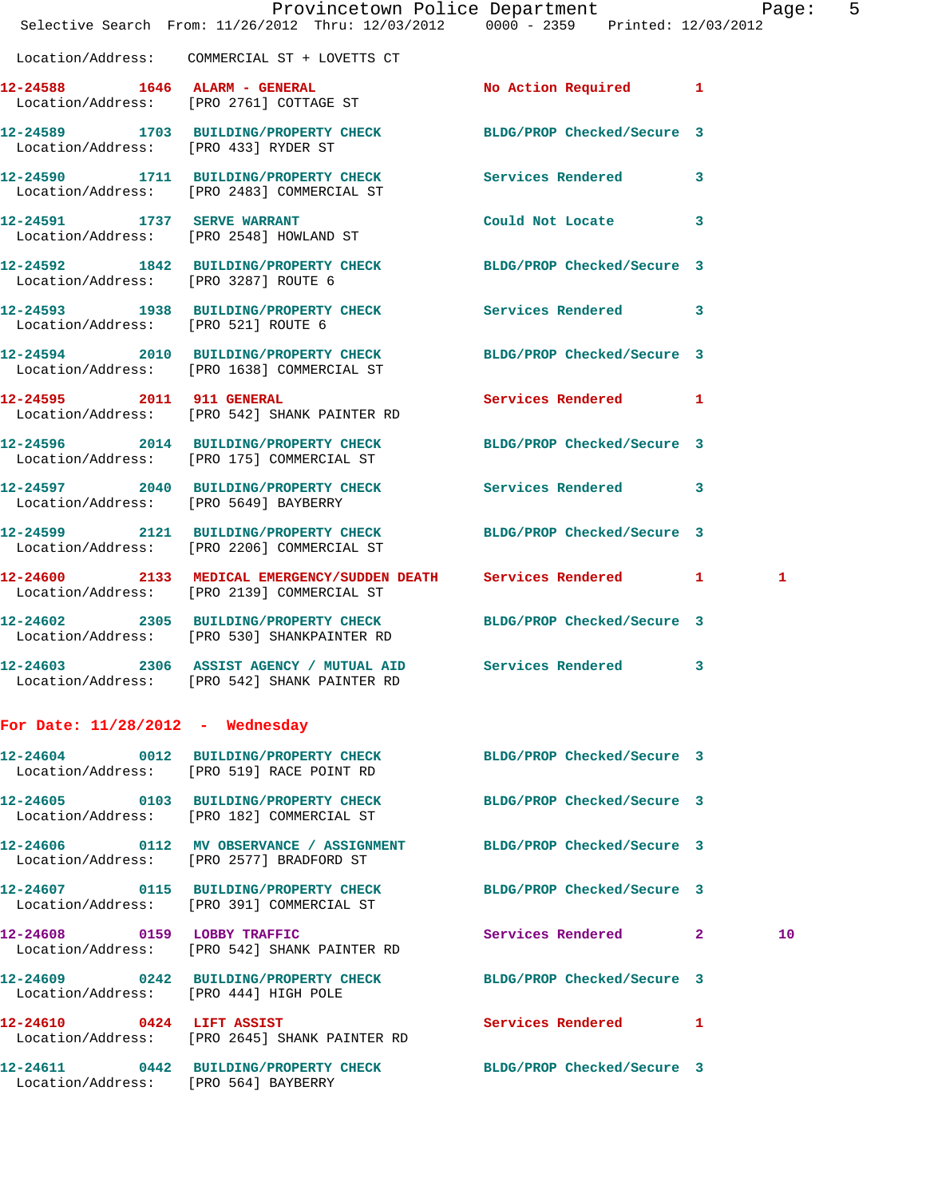Location/Address: COMMERCIAL ST + LOVETTS CT

| Call # | Time | Call Reason | Action | Priority | |
|---|---|---|---|---|---|
| 12-24588 | 1646 | ALARM - GENERAL | No Action Required | 1 | |
| | | Location/Address: [PRO 2761] COTTAGE ST | | | |
| 12-24589 | 1703 | BUILDING/PROPERTY CHECK | BLDG/PROP Checked/Secure | 3 | |
| | | Location/Address: [PRO 433] RYDER ST | | | |
| 12-24590 | 1711 | BUILDING/PROPERTY CHECK | Services Rendered | 3 | |
| | | Location/Address: [PRO 2483] COMMERCIAL ST | | | |
| 12-24591 | 1737 | SERVE WARRANT | Could Not Locate | 3 | |
| | | Location/Address: [PRO 2548] HOWLAND ST | | | |
| 12-24592 | 1842 | BUILDING/PROPERTY CHECK | BLDG/PROP Checked/Secure | 3 | |
| | | Location/Address: [PRO 3287] ROUTE 6 | | | |
| 12-24593 | 1938 | BUILDING/PROPERTY CHECK | Services Rendered | 3 | |
| | | Location/Address: [PRO 521] ROUTE 6 | | | |
| 12-24594 | 2010 | BUILDING/PROPERTY CHECK | BLDG/PROP Checked/Secure | 3 | |
| | | Location/Address: [PRO 1638] COMMERCIAL ST | | | |
| 12-24595 | 2011 | 911 GENERAL | Services Rendered | 1 | |
| | | Location/Address: [PRO 542] SHANK PAINTER RD | | | |
| 12-24596 | 2014 | BUILDING/PROPERTY CHECK | BLDG/PROP Checked/Secure | 3 | |
| | | Location/Address: [PRO 175] COMMERCIAL ST | | | |
| 12-24597 | 2040 | BUILDING/PROPERTY CHECK | Services Rendered | 3 | |
| | | Location/Address: [PRO 5649] BAYBERRY | | | |
| 12-24599 | 2121 | BUILDING/PROPERTY CHECK | BLDG/PROP Checked/Secure | 3 | |
| | | Location/Address: [PRO 2206] COMMERCIAL ST | | | |
| 12-24600 | 2133 | MEDICAL EMERGENCY/SUDDEN DEATH | Services Rendered | 1 | 1 |
| | | Location/Address: [PRO 2139] COMMERCIAL ST | | | |
| 12-24602 | 2305 | BUILDING/PROPERTY CHECK | BLDG/PROP Checked/Secure | 3 | |
| | | Location/Address: [PRO 530] SHANKPAINTER RD | | | |
| 12-24603 | 2306 | ASSIST AGENCY / MUTUAL AID | Services Rendered | 3 | |
| | | Location/Address: [PRO 542] SHANK PAINTER RD | | | |

## For Date: 11/28/2012 - Wednesday

| Call # | Time | Call Reason | Action | Priority | |
|---|---|---|---|---|---|
| 12-24604 | 0012 | BUILDING/PROPERTY CHECK | BLDG/PROP Checked/Secure | 3 | |
| | | Location/Address: [PRO 519] RACE POINT RD | | | |
| 12-24605 | 0103 | BUILDING/PROPERTY CHECK | BLDG/PROP Checked/Secure | 3 | |
| | | Location/Address: [PRO 182] COMMERCIAL ST | | | |
| 12-24606 | 0112 | MV OBSERVANCE / ASSIGNMENT | BLDG/PROP Checked/Secure | 3 | |
| | | Location/Address: [PRO 2577] BRADFORD ST | | | |
| 12-24607 | 0115 | BUILDING/PROPERTY CHECK | BLDG/PROP Checked/Secure | 3 | |
| | | Location/Address: [PRO 391] COMMERCIAL ST | | | |
| 12-24608 | 0159 | LOBBY TRAFFIC | Services Rendered | 2 | 10 |
| | | Location/Address: [PRO 542] SHANK PAINTER RD | | | |
| 12-24609 | 0242 | BUILDING/PROPERTY CHECK | BLDG/PROP Checked/Secure | 3 | |
| | | Location/Address: [PRO 444] HIGH POLE | | | |
| 12-24610 | 0424 | LIFT ASSIST | Services Rendered | 1 | |
| | | Location/Address: [PRO 2645] SHANK PAINTER RD | | | |
| 12-24611 | 0442 | BUILDING/PROPERTY CHECK | BLDG/PROP Checked/Secure | 3 | |
| | | Location/Address: [PRO 564] BAYBERRY | | | |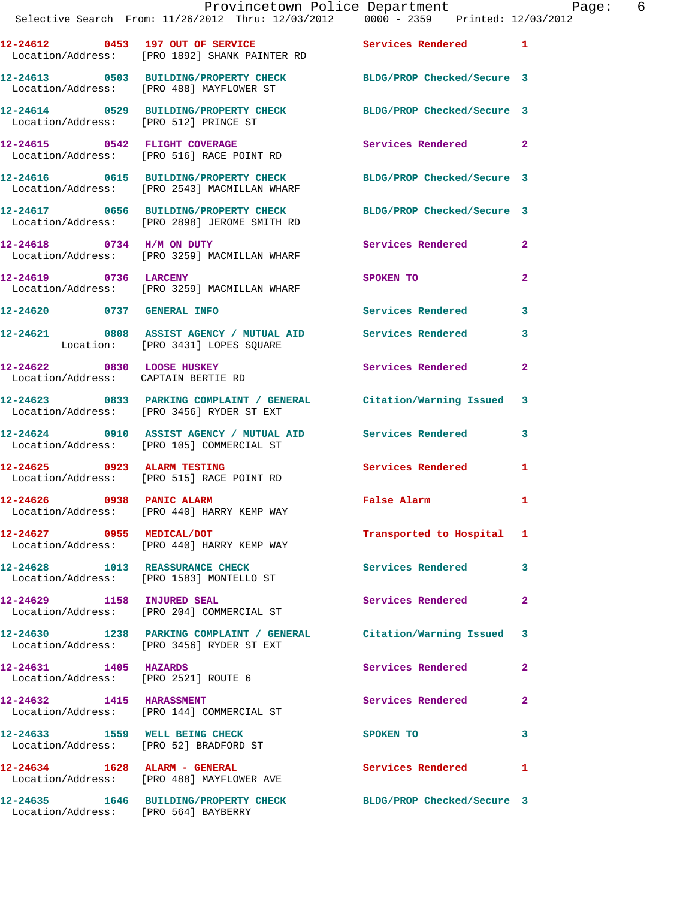12-24612 0453 197 OUT OF SERVICE Services Rendered 1
Location/Address: [PRO 1892] SHANK PAINTER RD

12-24613 0503 BUILDING/PROPERTY CHECK BLDG/PROP Checked/Secure 3
Location/Address: [PRO 488] MAYFLOWER ST

12-24614 0529 BUILDING/PROPERTY CHECK BLDG/PROP Checked/Secure 3
Location/Address: [PRO 512] PRINCE ST

12-24615 0542 FLIGHT COVERAGE Services Rendered 2
Location/Address: [PRO 516] RACE POINT RD

12-24616 0615 BUILDING/PROPERTY CHECK BLDG/PROP Checked/Secure 3
Location/Address: [PRO 2543] MACMILLAN WHARF

12-24617 0656 BUILDING/PROPERTY CHECK BLDG/PROP Checked/Secure 3
Location/Address: [PRO 2898] JEROME SMITH RD

12-24618 0734 H/M ON DUTY Services Rendered 2
Location/Address: [PRO 3259] MACMILLAN WHARF

12-24619 0736 LARCENY SPOKEN TO 2
Location/Address: [PRO 3259] MACMILLAN WHARF

12-24620 0737 GENERAL INFO Services Rendered 3

12-24621 0808 ASSIST AGENCY / MUTUAL AID Services Rendered 3
Location: [PRO 3431] LOPES SQUARE

12-24622 0830 LOOSE HUSKEY Services Rendered 2
Location/Address: CAPTAIN BERTIE RD

12-24623 0833 PARKING COMPLAINT / GENERAL Citation/Warning Issued 3
Location/Address: [PRO 3456] RYDER ST EXT

12-24624 0910 ASSIST AGENCY / MUTUAL AID Services Rendered 3
Location/Address: [PRO 105] COMMERCIAL ST

12-24625 0923 ALARM TESTING Services Rendered 1
Location/Address: [PRO 515] RACE POINT RD

12-24626 0938 PANIC ALARM False Alarm 1
Location/Address: [PRO 440] HARRY KEMP WAY

12-24627 0955 MEDICAL/DOT Transported to Hospital 1
Location/Address: [PRO 440] HARRY KEMP WAY

12-24628 1013 REASSURANCE CHECK Services Rendered 3
Location/Address: [PRO 1583] MONTELLO ST

12-24629 1158 INJURED SEAL Services Rendered 2
Location/Address: [PRO 204] COMMERCIAL ST

12-24630 1238 PARKING COMPLAINT / GENERAL Citation/Warning Issued 3
Location/Address: [PRO 3456] RYDER ST EXT

12-24631 1405 HAZARDS Services Rendered 2
Location/Address: [PRO 2521] ROUTE 6

12-24632 1415 HARASSMENT Services Rendered 2
Location/Address: [PRO 144] COMMERCIAL ST

12-24633 1559 WELL BEING CHECK SPOKEN TO 3
Location/Address: [PRO 52] BRADFORD ST

12-24634 1628 ALARM - GENERAL Services Rendered 1
Location/Address: [PRO 488] MAYFLOWER AVE

12-24635 1646 BUILDING/PROPERTY CHECK BLDG/PROP Checked/Secure 3
Location/Address: [PRO 564] BAYBERRY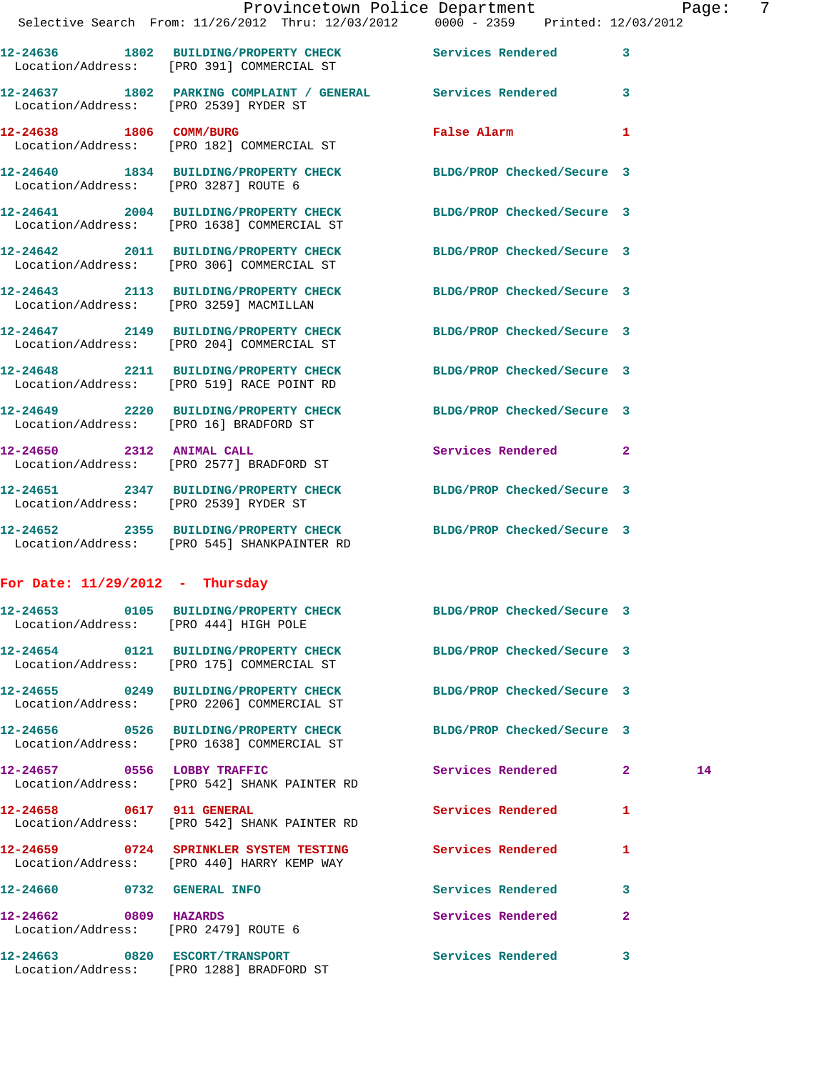12-24636 1802 BUILDING/PROPERTY CHECK Services Rendered 3
Location/Address: [PRO 391] COMMERCIAL ST

12-24637 1802 PARKING COMPLAINT / GENERAL Services Rendered 3
Location/Address: [PRO 2539] RYDER ST

12-24638 1806 COMM/BURG False Alarm 1
Location/Address: [PRO 182] COMMERCIAL ST

12-24640 1834 BUILDING/PROPERTY CHECK BLDG/PROP Checked/Secure 3
Location/Address: [PRO 3287] ROUTE 6

12-24641 2004 BUILDING/PROPERTY CHECK BLDG/PROP Checked/Secure 3
Location/Address: [PRO 1638] COMMERCIAL ST

12-24642 2011 BUILDING/PROPERTY CHECK BLDG/PROP Checked/Secure 3
Location/Address: [PRO 306] COMMERCIAL ST

12-24643 2113 BUILDING/PROPERTY CHECK BLDG/PROP Checked/Secure 3
Location/Address: [PRO 3259] MACMILLAN

12-24647 2149 BUILDING/PROPERTY CHECK BLDG/PROP Checked/Secure 3
Location/Address: [PRO 204] COMMERCIAL ST

12-24648 2211 BUILDING/PROPERTY CHECK BLDG/PROP Checked/Secure 3
Location/Address: [PRO 519] RACE POINT RD

12-24649 2220 BUILDING/PROPERTY CHECK BLDG/PROP Checked/Secure 3
Location/Address: [PRO 16] BRADFORD ST

12-24650 2312 ANIMAL CALL Services Rendered 2
Location/Address: [PRO 2577] BRADFORD ST

12-24651 2347 BUILDING/PROPERTY CHECK BLDG/PROP Checked/Secure 3
Location/Address: [PRO 2539] RYDER ST

12-24652 2355 BUILDING/PROPERTY CHECK BLDG/PROP Checked/Secure 3
Location/Address: [PRO 545] SHANKPAINTER RD

**For Date: 11/29/2012 - Thursday**

12-24653 0105 BUILDING/PROPERTY CHECK BLDG/PROP Checked/Secure 3
Location/Address: [PRO 444] HIGH POLE

12-24654 0121 BUILDING/PROPERTY CHECK BLDG/PROP Checked/Secure 3
Location/Address: [PRO 175] COMMERCIAL ST

12-24655 0249 BUILDING/PROPERTY CHECK BLDG/PROP Checked/Secure 3
Location/Address: [PRO 2206] COMMERCIAL ST

12-24656 0526 BUILDING/PROPERTY CHECK BLDG/PROP Checked/Secure 3
Location/Address: [PRO 1638] COMMERCIAL ST

12-24657 0556 LOBBY TRAFFIC Services Rendered 2 14
Location/Address: [PRO 542] SHANK PAINTER RD

12-24658 0617 911 GENERAL Services Rendered 1
Location/Address: [PRO 542] SHANK PAINTER RD

12-24659 0724 SPRINKLER SYSTEM TESTING Services Rendered 1
Location/Address: [PRO 440] HARRY KEMP WAY

12-24660 0732 GENERAL INFO Services Rendered 3

12-24662 0809 HAZARDS Services Rendered 2
Location/Address: [PRO 2479] ROUTE 6

12-24663 0820 ESCORT/TRANSPORT Services Rendered 3
Location/Address: [PRO 1288] BRADFORD ST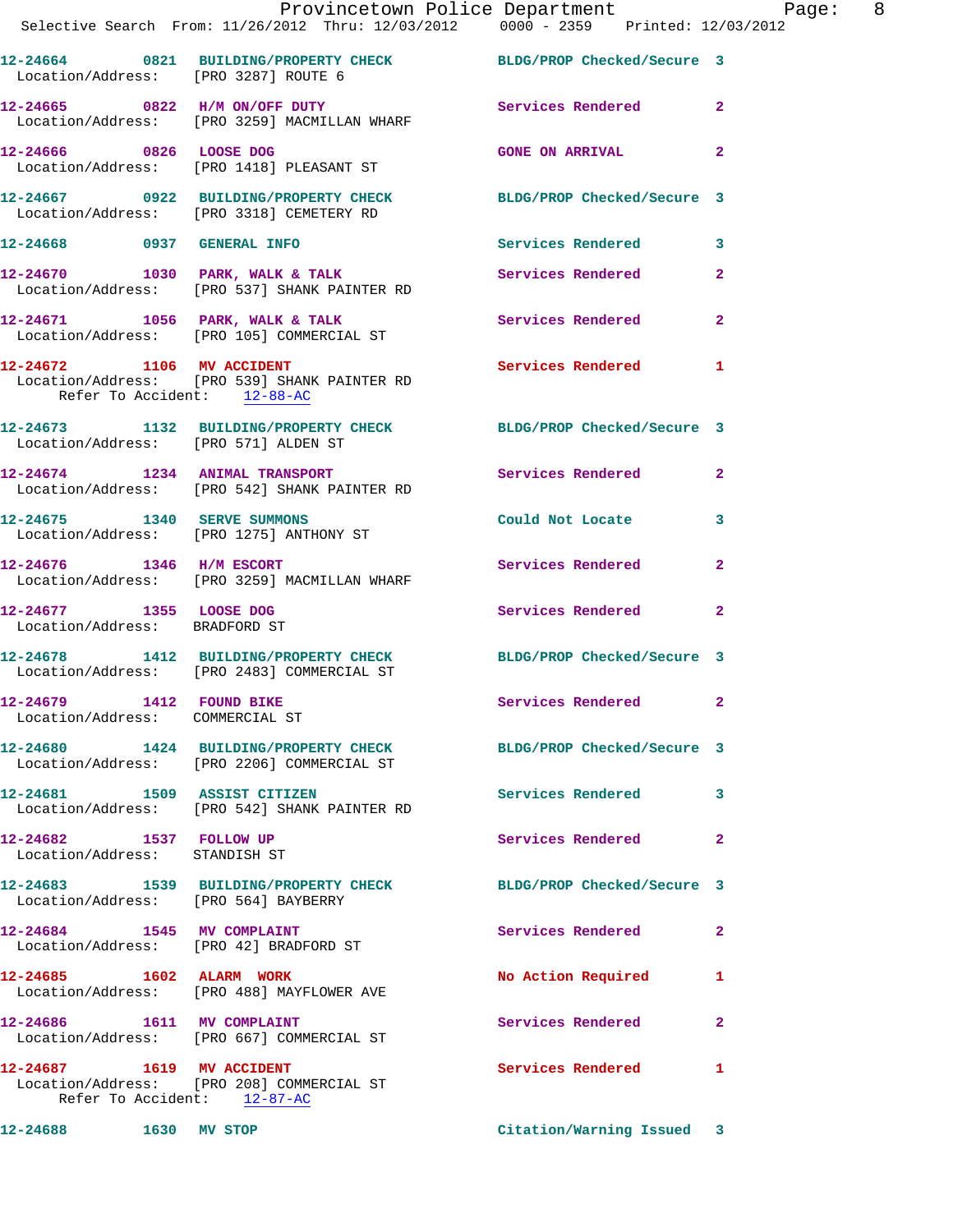12-24664 0821 BUILDING/PROPERTY CHECK BLDG/PROP Checked/Secure 3
Location/Address: [PRO 3287] ROUTE 6

12-24665 0822 H/M ON/OFF DUTY Services Rendered 2
Location/Address: [PRO 3259] MACMILLAN WHARF

12-24666 0826 LOOSE DOG GONE ON ARRIVAL 2
Location/Address: [PRO 1418] PLEASANT ST

12-24667 0922 BUILDING/PROPERTY CHECK BLDG/PROP Checked/Secure 3
Location/Address: [PRO 3318] CEMETERY RD

12-24668 0937 GENERAL INFO Services Rendered 3

12-24670 1030 PARK, WALK & TALK Services Rendered 2
Location/Address: [PRO 537] SHANK PAINTER RD

12-24671 1056 PARK, WALK & TALK Services Rendered 2
Location/Address: [PRO 105] COMMERCIAL ST

12-24672 1106 MV ACCIDENT Services Rendered 1
Location/Address: [PRO 539] SHANK PAINTER RD
Refer To Accident: 12-88-AC

12-24673 1132 BUILDING/PROPERTY CHECK BLDG/PROP Checked/Secure 3
Location/Address: [PRO 571] ALDEN ST

12-24674 1234 ANIMAL TRANSPORT Services Rendered 2
Location/Address: [PRO 542] SHANK PAINTER RD

12-24675 1340 SERVE SUMMONS Could Not Locate 3
Location/Address: [PRO 1275] ANTHONY ST

12-24676 1346 H/M ESCORT Services Rendered 2
Location/Address: [PRO 3259] MACMILLAN WHARF

12-24677 1355 LOOSE DOG Services Rendered 2
Location/Address: BRADFORD ST

12-24678 1412 BUILDING/PROPERTY CHECK BLDG/PROP Checked/Secure 3
Location/Address: [PRO 2483] COMMERCIAL ST

12-24679 1412 FOUND BIKE Services Rendered 2
Location/Address: COMMERCIAL ST

12-24680 1424 BUILDING/PROPERTY CHECK BLDG/PROP Checked/Secure 3
Location/Address: [PRO 2206] COMMERCIAL ST

12-24681 1509 ASSIST CITIZEN Services Rendered 3
Location/Address: [PRO 542] SHANK PAINTER RD

12-24682 1537 FOLLOW UP Services Rendered 2
Location/Address: STANDISH ST

12-24683 1539 BUILDING/PROPERTY CHECK BLDG/PROP Checked/Secure 3
Location/Address: [PRO 564] BAYBERRY

12-24684 1545 MV COMPLAINT Services Rendered 2
Location/Address: [PRO 42] BRADFORD ST

12-24685 1602 ALARM WORK No Action Required 1
Location/Address: [PRO 488] MAYFLOWER AVE

12-24686 1611 MV COMPLAINT Services Rendered 2
Location/Address: [PRO 667] COMMERCIAL ST

12-24687 1619 MV ACCIDENT Services Rendered 1
Location/Address: [PRO 208] COMMERCIAL ST
Refer To Accident: 12-87-AC

12-24688 1630 MV STOP Citation/Warning Issued 3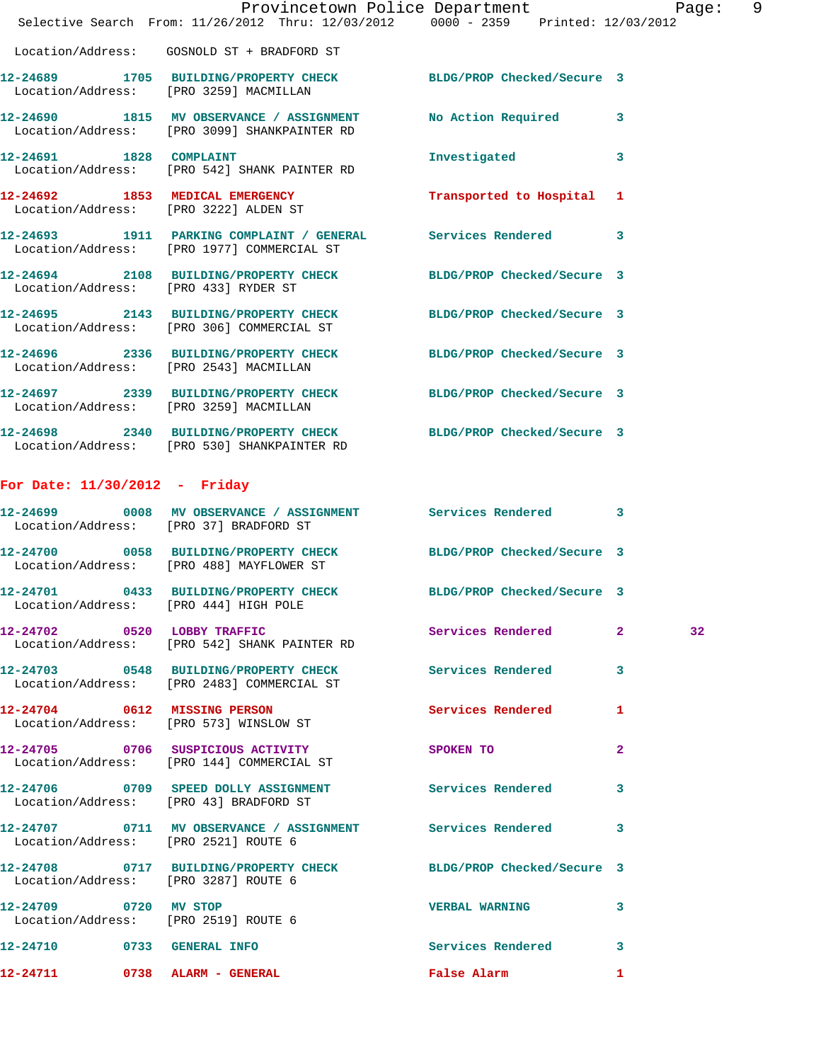Location/Address: GOSNOLD ST + BRADFORD ST

12-24689 1705 BUILDING/PROPERTY CHECK BLDG/PROP Checked/Secure 3
Location/Address: [PRO 3259] MACMILLAN

12-24690 1815 MV OBSERVANCE / ASSIGNMENT No Action Required 3
Location/Address: [PRO 3099] SHANKPAINTER RD

12-24691 1828 COMPLAINT Investigated 3
Location/Address: [PRO 542] SHANK PAINTER RD

12-24692 1853 MEDICAL EMERGENCY Transported to Hospital 1
Location/Address: [PRO 3222] ALDEN ST

12-24693 1911 PARKING COMPLAINT / GENERAL Services Rendered 3
Location/Address: [PRO 1977] COMMERCIAL ST

12-24694 2108 BUILDING/PROPERTY CHECK BLDG/PROP Checked/Secure 3
Location/Address: [PRO 433] RYDER ST

12-24695 2143 BUILDING/PROPERTY CHECK BLDG/PROP Checked/Secure 3
Location/Address: [PRO 306] COMMERCIAL ST

12-24696 2336 BUILDING/PROPERTY CHECK BLDG/PROP Checked/Secure 3
Location/Address: [PRO 2543] MACMILLAN

12-24697 2339 BUILDING/PROPERTY CHECK BLDG/PROP Checked/Secure 3
Location/Address: [PRO 3259] MACMILLAN

12-24698 2340 BUILDING/PROPERTY CHECK BLDG/PROP Checked/Secure 3
Location/Address: [PRO 530] SHANKPAINTER RD

**For Date: 11/30/2012 - Friday**

12-24699 0008 MV OBSERVANCE / ASSIGNMENT Services Rendered 3
Location/Address: [PRO 37] BRADFORD ST

12-24700 0058 BUILDING/PROPERTY CHECK BLDG/PROP Checked/Secure 3
Location/Address: [PRO 488] MAYFLOWER ST

12-24701 0433 BUILDING/PROPERTY CHECK BLDG/PROP Checked/Secure 3
Location/Address: [PRO 444] HIGH POLE

12-24702 0520 LOBBY TRAFFIC Services Rendered 2 32
Location/Address: [PRO 542] SHANK PAINTER RD

12-24703 0548 BUILDING/PROPERTY CHECK Services Rendered 3
Location/Address: [PRO 2483] COMMERCIAL ST

12-24704 0612 MISSING PERSON Services Rendered 1
Location/Address: [PRO 573] WINSLOW ST

12-24705 0706 SUSPICIOUS ACTIVITY SPOKEN TO 2
Location/Address: [PRO 144] COMMERCIAL ST

12-24706 0709 SPEED DOLLY ASSIGNMENT Services Rendered 3
Location/Address: [PRO 43] BRADFORD ST

12-24707 0711 MV OBSERVANCE / ASSIGNMENT Services Rendered 3
Location/Address: [PRO 2521] ROUTE 6

12-24708 0717 BUILDING/PROPERTY CHECK BLDG/PROP Checked/Secure 3
Location/Address: [PRO 3287] ROUTE 6

12-24709 0720 MV STOP VERBAL WARNING 3
Location/Address: [PRO 2519] ROUTE 6

12-24710 0733 GENERAL INFO Services Rendered 3

12-24711 0738 ALARM - GENERAL False Alarm 1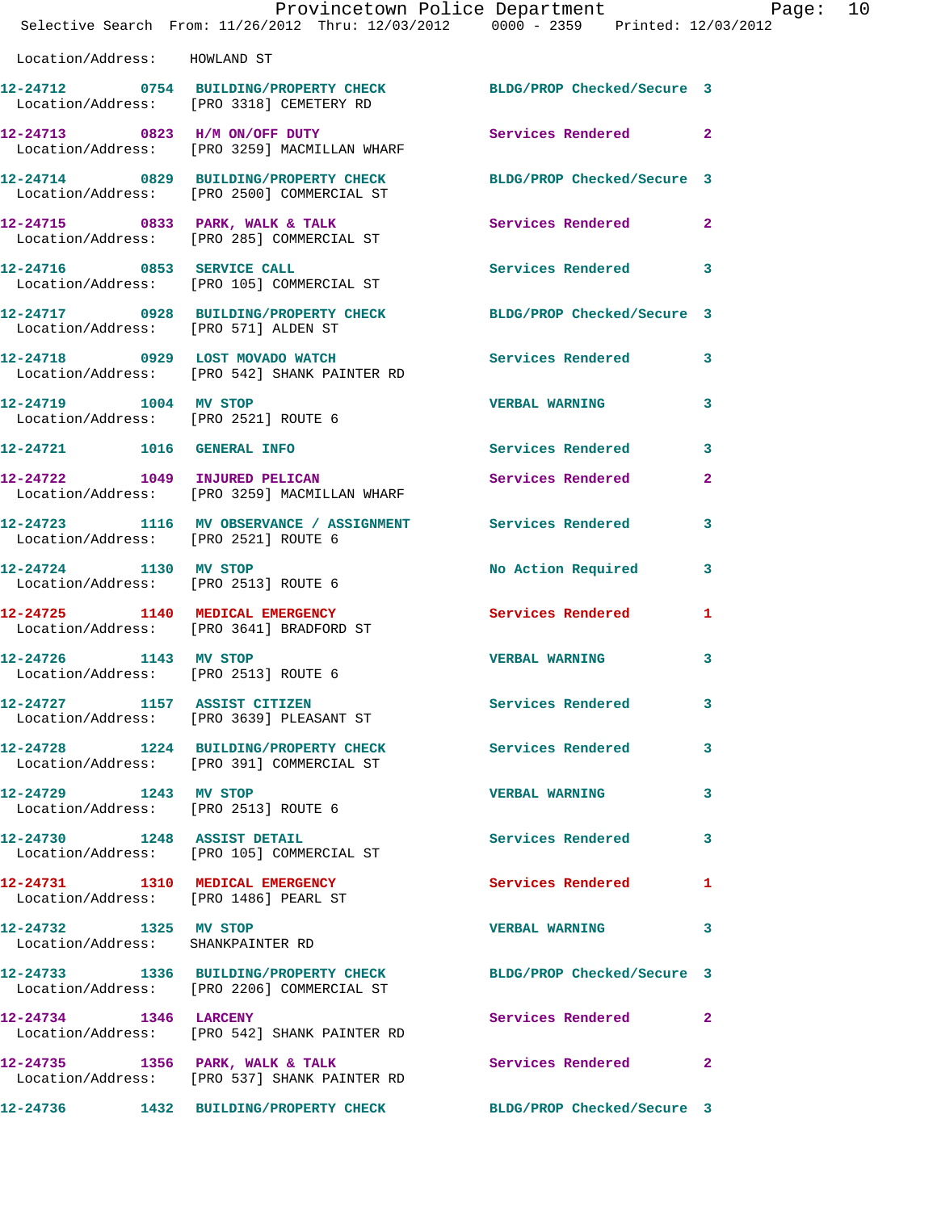Location/Address: HOWLAND ST

| Call # | Time | Call Reason | Action | Priority |
|---|---|---|---|---|
| 12-24712 | 0754 | BUILDING/PROPERTY CHECK | BLDG/PROP Checked/Secure | 3 |
| | | Location/Address: [PRO 3318] CEMETERY RD | | |
| 12-24713 | 0823 | H/M ON/OFF DUTY | Services Rendered | 2 |
| | | Location/Address: [PRO 3259] MACMILLAN WHARF | | |
| 12-24714 | 0829 | BUILDING/PROPERTY CHECK | BLDG/PROP Checked/Secure | 3 |
| | | Location/Address: [PRO 2500] COMMERCIAL ST | | |
| 12-24715 | 0833 | PARK, WALK & TALK | Services Rendered | 2 |
| | | Location/Address: [PRO 285] COMMERCIAL ST | | |
| 12-24716 | 0853 | SERVICE CALL | Services Rendered | 3 |
| | | Location/Address: [PRO 105] COMMERCIAL ST | | |
| 12-24717 | 0928 | BUILDING/PROPERTY CHECK | BLDG/PROP Checked/Secure | 3 |
| | | Location/Address: [PRO 571] ALDEN ST | | |
| 12-24718 | 0929 | LOST MOVADO WATCH | Services Rendered | 3 |
| | | Location/Address: [PRO 542] SHANK PAINTER RD | | |
| 12-24719 | 1004 | MV STOP | VERBAL WARNING | 3 |
| | | Location/Address: [PRO 2521] ROUTE 6 | | |
| 12-24721 | 1016 | GENERAL INFO | Services Rendered | 3 |
| 12-24722 | 1049 | INJURED PELICAN | Services Rendered | 2 |
| | | Location/Address: [PRO 3259] MACMILLAN WHARF | | |
| 12-24723 | 1116 | MV OBSERVANCE / ASSIGNMENT | Services Rendered | 3 |
| | | Location/Address: [PRO 2521] ROUTE 6 | | |
| 12-24724 | 1130 | MV STOP | No Action Required | 3 |
| | | Location/Address: [PRO 2513] ROUTE 6 | | |
| 12-24725 | 1140 | MEDICAL EMERGENCY | Services Rendered | 1 |
| | | Location/Address: [PRO 3641] BRADFORD ST | | |
| 12-24726 | 1143 | MV STOP | VERBAL WARNING | 3 |
| | | Location/Address: [PRO 2513] ROUTE 6 | | |
| 12-24727 | 1157 | ASSIST CITIZEN | Services Rendered | 3 |
| | | Location/Address: [PRO 3639] PLEASANT ST | | |
| 12-24728 | 1224 | BUILDING/PROPERTY CHECK | Services Rendered | 3 |
| | | Location/Address: [PRO 391] COMMERCIAL ST | | |
| 12-24729 | 1243 | MV STOP | VERBAL WARNING | 3 |
| | | Location/Address: [PRO 2513] ROUTE 6 | | |
| 12-24730 | 1248 | ASSIST DETAIL | Services Rendered | 3 |
| | | Location/Address: [PRO 105] COMMERCIAL ST | | |
| 12-24731 | 1310 | MEDICAL EMERGENCY | Services Rendered | 1 |
| | | Location/Address: [PRO 1486] PEARL ST | | |
| 12-24732 | 1325 | MV STOP | VERBAL WARNING | 3 |
| | | Location/Address: SHANKPAINTER RD | | |
| 12-24733 | 1336 | BUILDING/PROPERTY CHECK | BLDG/PROP Checked/Secure | 3 |
| | | Location/Address: [PRO 2206] COMMERCIAL ST | | |
| 12-24734 | 1346 | LARCENY | Services Rendered | 2 |
| | | Location/Address: [PRO 542] SHANK PAINTER RD | | |
| 12-24735 | 1356 | PARK, WALK & TALK | Services Rendered | 2 |
| | | Location/Address: [PRO 537] SHANK PAINTER RD | | |
| 12-24736 | 1432 | BUILDING/PROPERTY CHECK | BLDG/PROP Checked/Secure | 3 |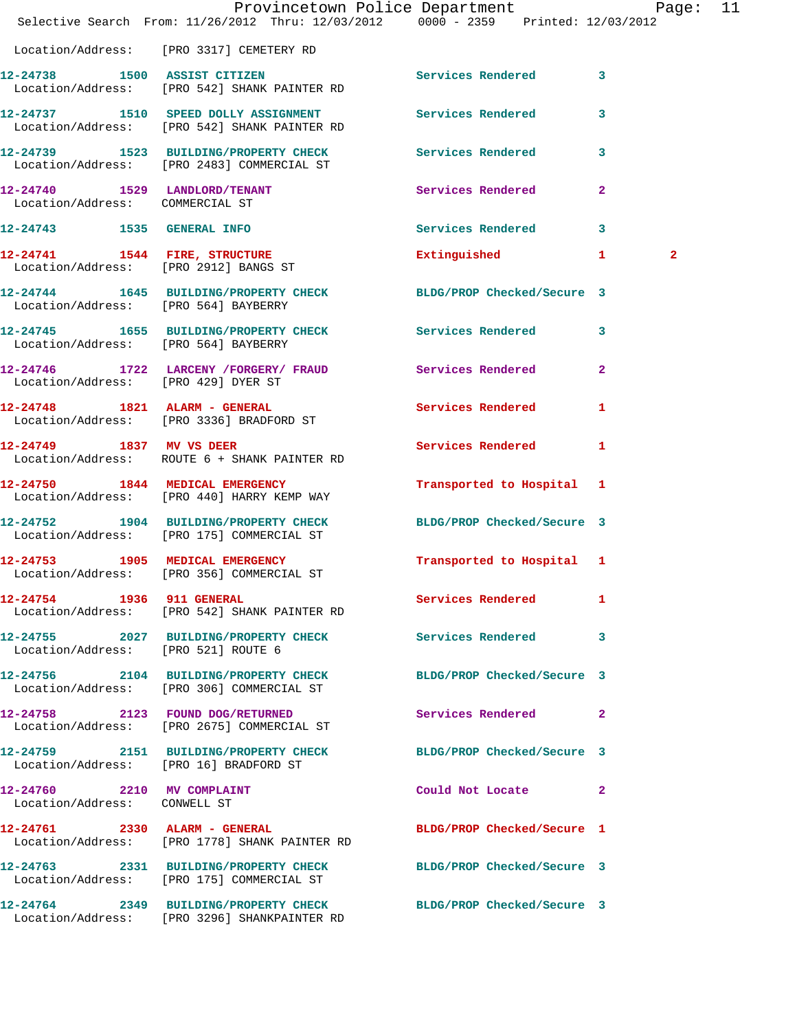Location/Address: [PRO 3317] CEMETERY RD

| Call # | Time | Call Reason | Action | Priority | Extra |
|---|---|---|---|---|---|
| 12-24738 | 1500 | ASSIST CITIZEN | Services Rendered | 3 | |
| Location/Address: | | [PRO 542] SHANK PAINTER RD | | | |
| 12-24737 | 1510 | SPEED DOLLY ASSIGNMENT | Services Rendered | 3 | |
| Location/Address: | | [PRO 542] SHANK PAINTER RD | | | |
| 12-24739 | 1523 | BUILDING/PROPERTY CHECK | Services Rendered | 3 | |
| Location/Address: | | [PRO 2483] COMMERCIAL ST | | | |
| 12-24740 | 1529 | LANDLORD/TENANT | Services Rendered | 2 | |
| Location/Address: | | COMMERCIAL ST | | | |
| 12-24743 | 1535 | GENERAL INFO | Services Rendered | 3 | |
| 12-24741 | 1544 | FIRE, STRUCTURE | Extinguished | 1 | 2 |
| Location/Address: | | [PRO 2912] BANGS ST | | | |
| 12-24744 | 1645 | BUILDING/PROPERTY CHECK | BLDG/PROP Checked/Secure | 3 | |
| Location/Address: | | [PRO 564] BAYBERRY | | | |
| 12-24745 | 1655 | BUILDING/PROPERTY CHECK | Services Rendered | 3 | |
| Location/Address: | | [PRO 564] BAYBERRY | | | |
| 12-24746 | 1722 | LARCENY /FORGERY/ FRAUD | Services Rendered | 2 | |
| Location/Address: | | [PRO 429] DYER ST | | | |
| 12-24748 | 1821 | ALARM - GENERAL | Services Rendered | 1 | |
| Location/Address: | | [PRO 3336] BRADFORD ST | | | |
| 12-24749 | 1837 | MV VS DEER | Services Rendered | 1 | |
| Location/Address: | | ROUTE 6 + SHANK PAINTER RD | | | |
| 12-24750 | 1844 | MEDICAL EMERGENCY | Transported to Hospital | 1 | |
| Location/Address: | | [PRO 440] HARRY KEMP WAY | | | |
| 12-24752 | 1904 | BUILDING/PROPERTY CHECK | BLDG/PROP Checked/Secure | 3 | |
| Location/Address: | | [PRO 175] COMMERCIAL ST | | | |
| 12-24753 | 1905 | MEDICAL EMERGENCY | Transported to Hospital | 1 | |
| Location/Address: | | [PRO 356] COMMERCIAL ST | | | |
| 12-24754 | 1936 | 911 GENERAL | Services Rendered | 1 | |
| Location/Address: | | [PRO 542] SHANK PAINTER RD | | | |
| 12-24755 | 2027 | BUILDING/PROPERTY CHECK | Services Rendered | 3 | |
| Location/Address: | | [PRO 521] ROUTE 6 | | | |
| 12-24756 | 2104 | BUILDING/PROPERTY CHECK | BLDG/PROP Checked/Secure | 3 | |
| Location/Address: | | [PRO 306] COMMERCIAL ST | | | |
| 12-24758 | 2123 | FOUND DOG/RETURNED | Services Rendered | 2 | |
| Location/Address: | | [PRO 2675] COMMERCIAL ST | | | |
| 12-24759 | 2151 | BUILDING/PROPERTY CHECK | BLDG/PROP Checked/Secure | 3 | |
| Location/Address: | | [PRO 16] BRADFORD ST | | | |
| 12-24760 | 2210 | MV COMPLAINT | Could Not Locate | 2 | |
| Location/Address: | | CONWELL ST | | | |
| 12-24761 | 2330 | ALARM - GENERAL | BLDG/PROP Checked/Secure | 1 | |
| Location/Address: | | [PRO 1778] SHANK PAINTER RD | | | |
| 12-24763 | 2331 | BUILDING/PROPERTY CHECK | BLDG/PROP Checked/Secure | 3 | |
| Location/Address: | | [PRO 175] COMMERCIAL ST | | | |
| 12-24764 | 2349 | BUILDING/PROPERTY CHECK | BLDG/PROP Checked/Secure | 3 | |
| Location/Address: | | [PRO 3296] SHANKPAINTER RD | | | |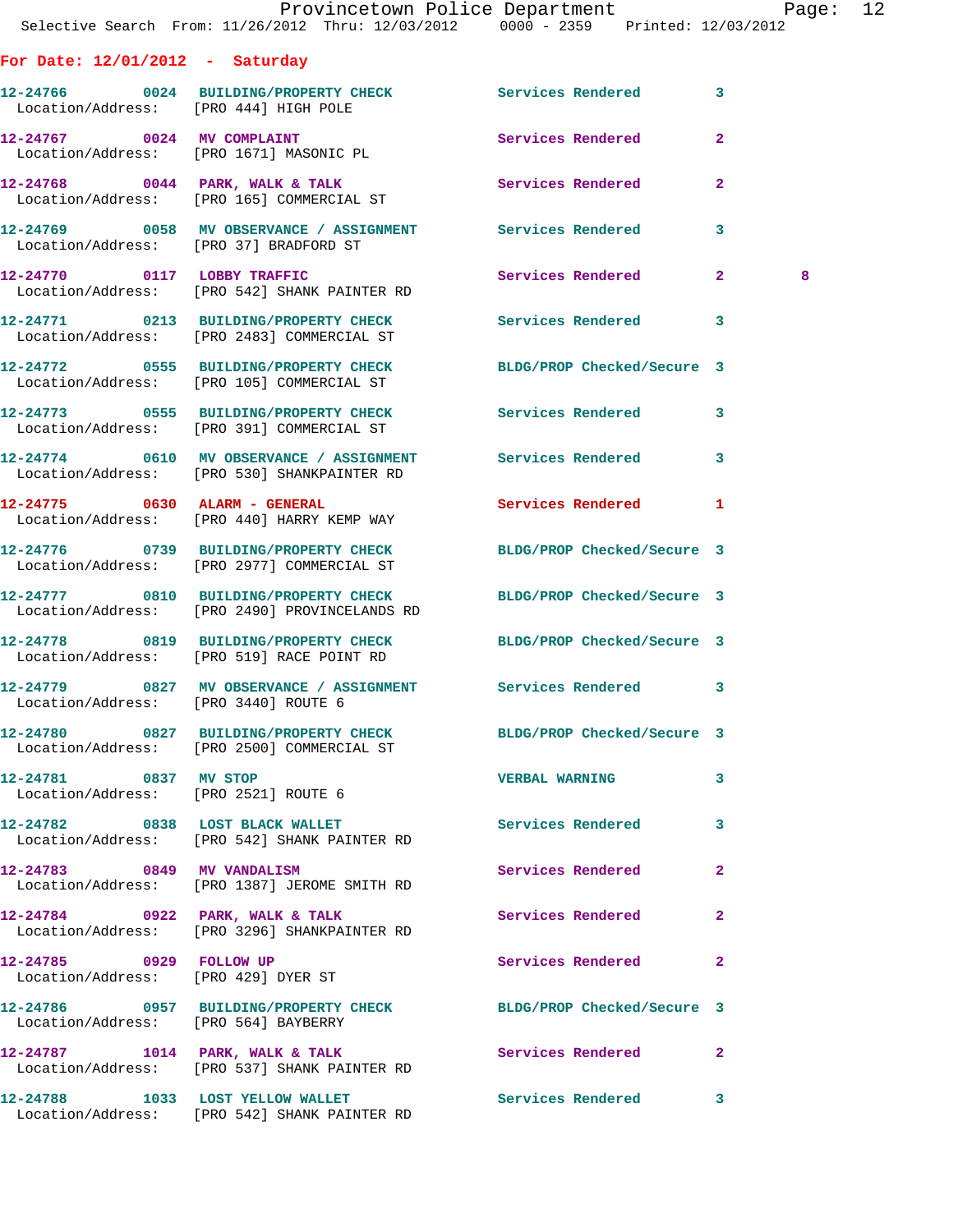**For Date: 12/01/2012 - Saturday**

```
12-24766        0024  BUILDING/PROPERTY CHECK          Services Rendered         3
  Location/Address:    [PRO 444] HIGH POLE

12-24767        0024  MV COMPLAINT                     Services Rendered         2
  Location/Address:    [PRO 1671] MASONIC PL

12-24768        0044  PARK, WALK & TALK                Services Rendered         2
  Location/Address:    [PRO 165] COMMERCIAL ST

12-24769        0058  MV OBSERVANCE / ASSIGNMENT       Services Rendered         3
  Location/Address:    [PRO 37] BRADFORD ST

12-24770        0117  LOBBY TRAFFIC                    Services Rendered         2          8
  Location/Address:    [PRO 542] SHANK PAINTER RD

12-24771        0213  BUILDING/PROPERTY CHECK          Services Rendered         3
  Location/Address:    [PRO 2483] COMMERCIAL ST

12-24772        0555  BUILDING/PROPERTY CHECK          BLDG/PROP Checked/Secure  3
  Location/Address:    [PRO 105] COMMERCIAL ST

12-24773        0555  BUILDING/PROPERTY CHECK          Services Rendered         3
  Location/Address:    [PRO 391] COMMERCIAL ST

12-24774        0610  MV OBSERVANCE / ASSIGNMENT       Services Rendered         3
  Location/Address:    [PRO 530] SHANKPAINTER RD

12-24775        0630  ALARM - GENERAL                  Services Rendered         1
  Location/Address:    [PRO 440] HARRY KEMP WAY

12-24776        0739  BUILDING/PROPERTY CHECK          BLDG/PROP Checked/Secure  3
  Location/Address:    [PRO 2977] COMMERCIAL ST

12-24777        0810  BUILDING/PROPERTY CHECK          BLDG/PROP Checked/Secure  3
  Location/Address:    [PRO 2490] PROVINCELANDS RD

12-24778        0819  BUILDING/PROPERTY CHECK          BLDG/PROP Checked/Secure  3
  Location/Address:    [PRO 519] RACE POINT RD

12-24779        0827  MV OBSERVANCE / ASSIGNMENT       Services Rendered         3
  Location/Address:    [PRO 3440] ROUTE 6

12-24780        0827  BUILDING/PROPERTY CHECK          BLDG/PROP Checked/Secure  3
  Location/Address:    [PRO 2500] COMMERCIAL ST

12-24781        0837  MV STOP                          VERBAL WARNING            3
  Location/Address:    [PRO 2521] ROUTE 6

12-24782        0838  LOST BLACK WALLET                Services Rendered         3
  Location/Address:    [PRO 542] SHANK PAINTER RD

12-24783        0849  MV VANDALISM                     Services Rendered         2
  Location/Address:    [PRO 1387] JEROME SMITH RD

12-24784        0922  PARK, WALK & TALK                Services Rendered         2
  Location/Address:    [PRO 3296] SHANKPAINTER RD

12-24785        0929  FOLLOW UP                        Services Rendered         2
  Location/Address:    [PRO 429] DYER ST

12-24786        0957  BUILDING/PROPERTY CHECK          BLDG/PROP Checked/Secure  3
  Location/Address:    [PRO 564] BAYBERRY

12-24787        1014  PARK, WALK & TALK                Services Rendered         2
  Location/Address:    [PRO 537] SHANK PAINTER RD

12-24788        1033  LOST YELLOW WALLET               Services Rendered         3
  Location/Address:    [PRO 542] SHANK PAINTER RD
```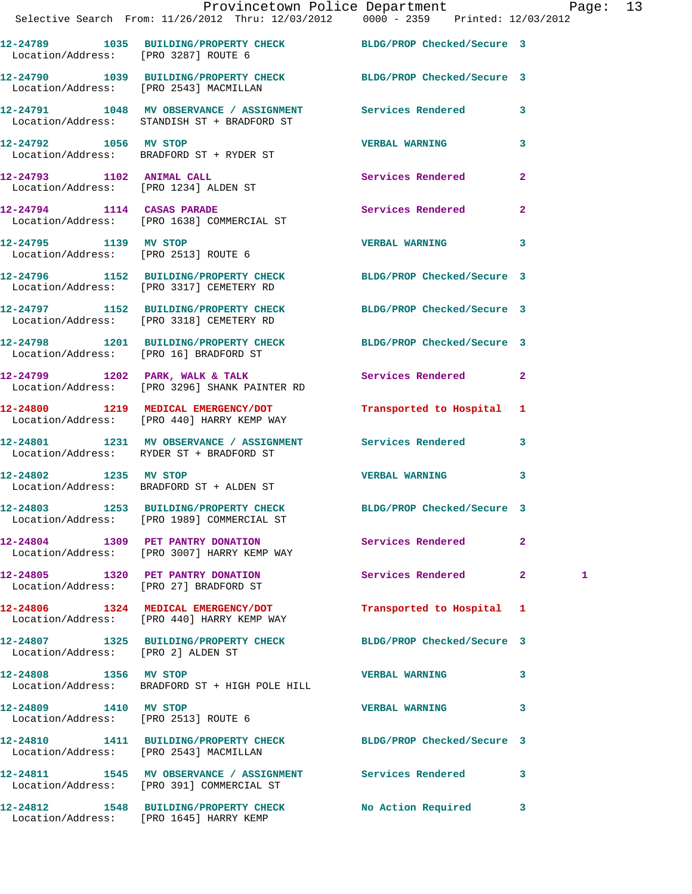Provincetown Police Department
Selective Search From: 11/26/2012 Thru: 12/03/2012 0000 - 2359 Printed: 12/03/2012

**12-24789 1035 BUILDING/PROPERTY CHECK** BLDG/PROP Checked/Secure 3
Location/Address: [PRO 3287] ROUTE 6

**12-24790 1039 BUILDING/PROPERTY CHECK** BLDG/PROP Checked/Secure 3
Location/Address: [PRO 2543] MACMILLAN

**12-24791 1048 MV OBSERVANCE / ASSIGNMENT** Services Rendered 3
Location/Address: STANDISH ST + BRADFORD ST

**12-24792 1056 MV STOP** VERBAL WARNING 3
Location/Address: BRADFORD ST + RYDER ST

**12-24793 1102 ANIMAL CALL** Services Rendered 2
Location/Address: [PRO 1234] ALDEN ST

**12-24794 1114 CASAS PARADE** Services Rendered 2
Location/Address: [PRO 1638] COMMERCIAL ST

**12-24795 1139 MV STOP** VERBAL WARNING 3
Location/Address: [PRO 2513] ROUTE 6

**12-24796 1152 BUILDING/PROPERTY CHECK** BLDG/PROP Checked/Secure 3
Location/Address: [PRO 3317] CEMETERY RD

**12-24797 1152 BUILDING/PROPERTY CHECK** BLDG/PROP Checked/Secure 3
Location/Address: [PRO 3318] CEMETERY RD

**12-24798 1201 BUILDING/PROPERTY CHECK** BLDG/PROP Checked/Secure 3
Location/Address: [PRO 16] BRADFORD ST

**12-24799 1202 PARK, WALK & TALK** Services Rendered 2
Location/Address: [PRO 3296] SHANK PAINTER RD

**12-24800 1219 MEDICAL EMERGENCY/DOT** Transported to Hospital 1
Location/Address: [PRO 440] HARRY KEMP WAY

**12-24801 1231 MV OBSERVANCE / ASSIGNMENT** Services Rendered 3
Location/Address: RYDER ST + BRADFORD ST

**12-24802 1235 MV STOP** VERBAL WARNING 3
Location/Address: BRADFORD ST + ALDEN ST

**12-24803 1253 BUILDING/PROPERTY CHECK** BLDG/PROP Checked/Secure 3
Location/Address: [PRO 1989] COMMERCIAL ST

**12-24804 1309 PET PANTRY DONATION** Services Rendered 2
Location/Address: [PRO 3007] HARRY KEMP WAY

**12-24805 1320 PET PANTRY DONATION** Services Rendered 2 1
Location/Address: [PRO 27] BRADFORD ST

**12-24806 1324 MEDICAL EMERGENCY/DOT** Transported to Hospital 1
Location/Address: [PRO 440] HARRY KEMP WAY

**12-24807 1325 BUILDING/PROPERTY CHECK** BLDG/PROP Checked/Secure 3
Location/Address: [PRO 2] ALDEN ST

**12-24808 1356 MV STOP** VERBAL WARNING 3
Location/Address: BRADFORD ST + HIGH POLE HILL

**12-24809 1410 MV STOP** VERBAL WARNING 3
Location/Address: [PRO 2513] ROUTE 6

**12-24810 1411 BUILDING/PROPERTY CHECK** BLDG/PROP Checked/Secure 3
Location/Address: [PRO 2543] MACMILLAN

**12-24811 1545 MV OBSERVANCE / ASSIGNMENT** Services Rendered 3
Location/Address: [PRO 391] COMMERCIAL ST

**12-24812 1548 BUILDING/PROPERTY CHECK** No Action Required 3
Location/Address: [PRO 1645] HARRY KEMP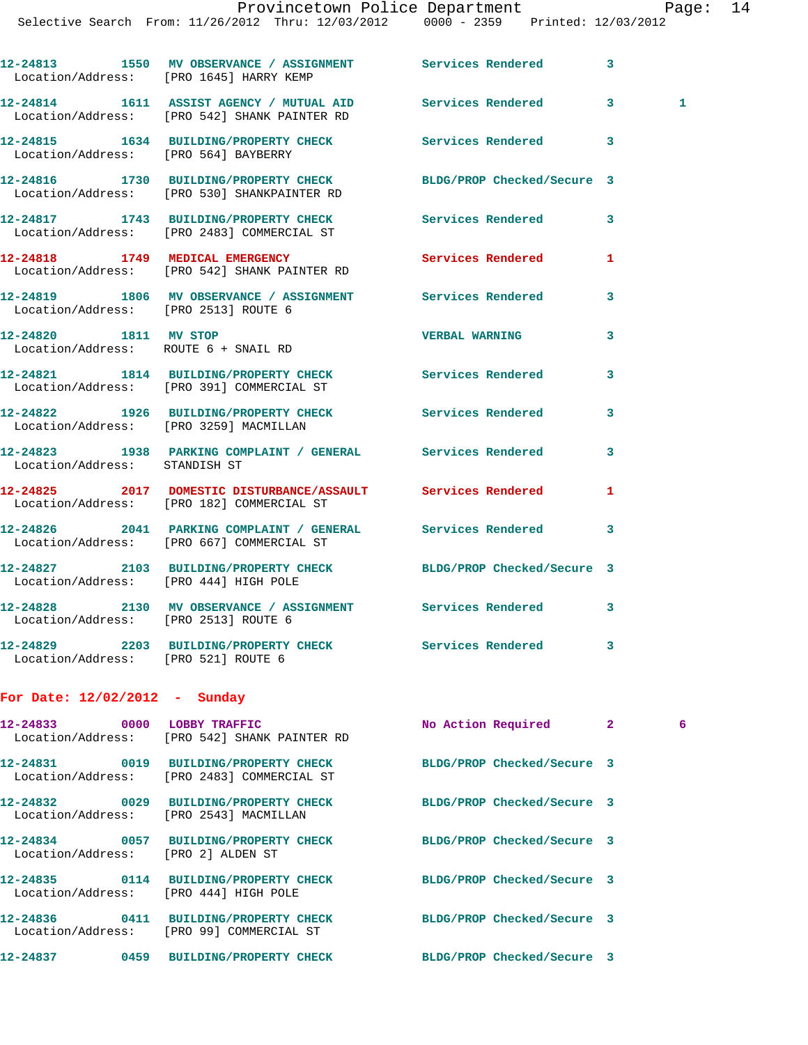12-24813 1550 MV OBSERVANCE / ASSIGNMENT Services Rendered 3
Location/Address: [PRO 1645] HARRY KEMP

12-24814 1611 ASSIST AGENCY / MUTUAL AID Services Rendered 3 1
Location/Address: [PRO 542] SHANK PAINTER RD

12-24815 1634 BUILDING/PROPERTY CHECK Services Rendered 3
Location/Address: [PRO 564] BAYBERRY

12-24816 1730 BUILDING/PROPERTY CHECK BLDG/PROP Checked/Secure 3
Location/Address: [PRO 530] SHANKPAINTER RD

12-24817 1743 BUILDING/PROPERTY CHECK Services Rendered 3
Location/Address: [PRO 2483] COMMERCIAL ST

12-24818 1749 MEDICAL EMERGENCY Services Rendered 1
Location/Address: [PRO 542] SHANK PAINTER RD

12-24819 1806 MV OBSERVANCE / ASSIGNMENT Services Rendered 3
Location/Address: [PRO 2513] ROUTE 6

12-24820 1811 MV STOP VERBAL WARNING 3
Location/Address: ROUTE 6 + SNAIL RD

12-24821 1814 BUILDING/PROPERTY CHECK Services Rendered 3
Location/Address: [PRO 391] COMMERCIAL ST

12-24822 1926 BUILDING/PROPERTY CHECK Services Rendered 3
Location/Address: [PRO 3259] MACMILLAN

12-24823 1938 PARKING COMPLAINT / GENERAL Services Rendered 3
Location/Address: STANDISH ST

12-24825 2017 DOMESTIC DISTURBANCE/ASSAULT Services Rendered 1
Location/Address: [PRO 182] COMMERCIAL ST

12-24826 2041 PARKING COMPLAINT / GENERAL Services Rendered 3
Location/Address: [PRO 667] COMMERCIAL ST

12-24827 2103 BUILDING/PROPERTY CHECK BLDG/PROP Checked/Secure 3
Location/Address: [PRO 444] HIGH POLE

12-24828 2130 MV OBSERVANCE / ASSIGNMENT Services Rendered 3
Location/Address: [PRO 2513] ROUTE 6

12-24829 2203 BUILDING/PROPERTY CHECK Services Rendered 3
Location/Address: [PRO 521] ROUTE 6

## For Date: 12/02/2012 - Sunday

12-24833 0000 LOBBY TRAFFIC No Action Required 2 6
Location/Address: [PRO 542] SHANK PAINTER RD

12-24831 0019 BUILDING/PROPERTY CHECK BLDG/PROP Checked/Secure 3
Location/Address: [PRO 2483] COMMERCIAL ST

12-24832 0029 BUILDING/PROPERTY CHECK BLDG/PROP Checked/Secure 3
Location/Address: [PRO 2543] MACMILLAN

12-24834 0057 BUILDING/PROPERTY CHECK BLDG/PROP Checked/Secure 3
Location/Address: [PRO 2] ALDEN ST

12-24835 0114 BUILDING/PROPERTY CHECK BLDG/PROP Checked/Secure 3
Location/Address: [PRO 444] HIGH POLE

12-24836 0411 BUILDING/PROPERTY CHECK BLDG/PROP Checked/Secure 3
Location/Address: [PRO 99] COMMERCIAL ST

12-24837 0459 BUILDING/PROPERTY CHECK BLDG/PROP Checked/Secure 3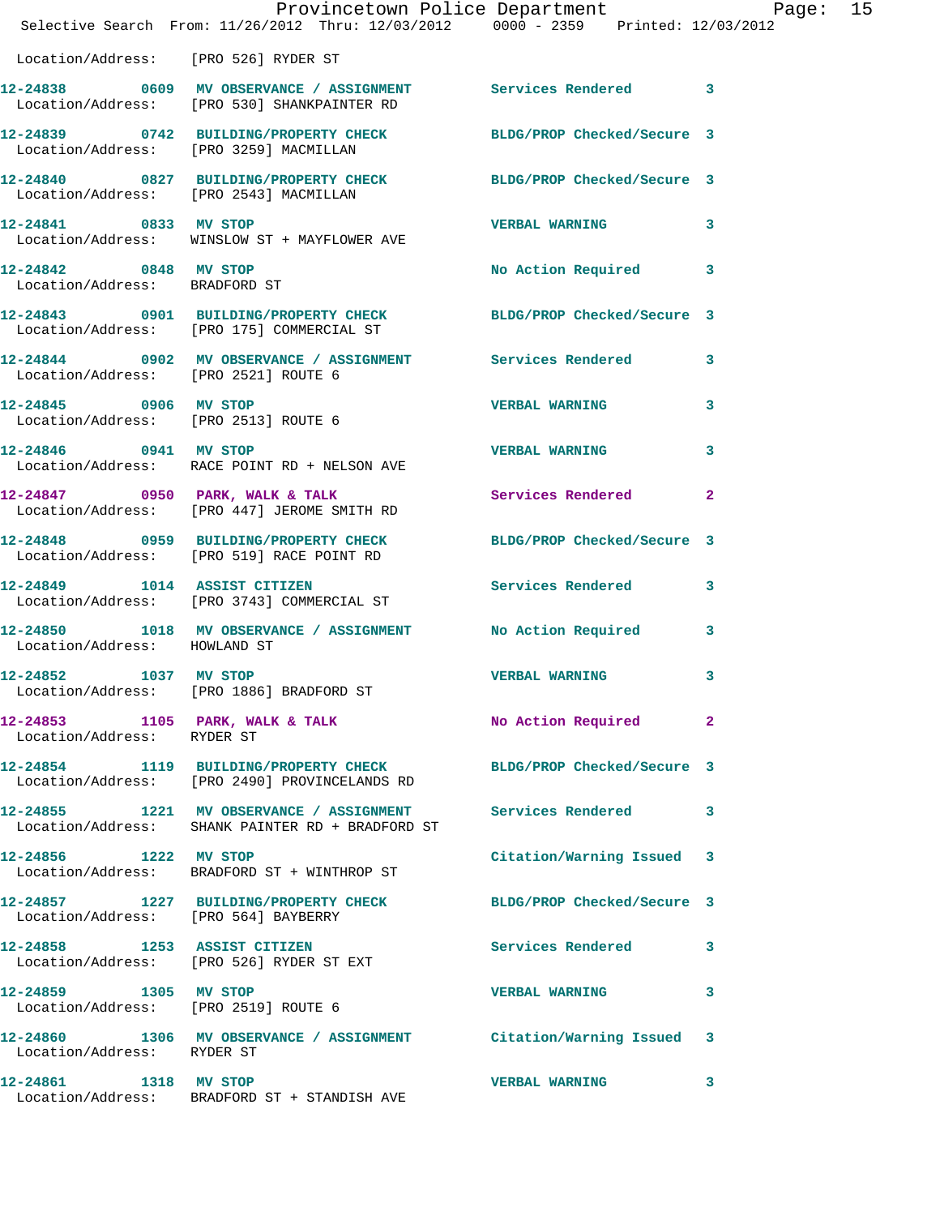Location/Address: [PRO 526] RYDER ST

| Call # | Time | Call Reason | Action | Priority |
|---|---|---|---|---|
| 12-24838 | 0609 | MV OBSERVANCE / ASSIGNMENT | Services Rendered | 3 |
| Location/Address: | | [PRO 530] SHANKPAINTER RD | | |
| 12-24839 | 0742 | BUILDING/PROPERTY CHECK | BLDG/PROP Checked/Secure | 3 |
| Location/Address: | | [PRO 3259] MACMILLAN | | |
| 12-24840 | 0827 | BUILDING/PROPERTY CHECK | BLDG/PROP Checked/Secure | 3 |
| Location/Address: | | [PRO 2543] MACMILLAN | | |
| 12-24841 | 0833 | MV STOP | VERBAL WARNING | 3 |
| Location/Address: | | WINSLOW ST + MAYFLOWER AVE | | |
| 12-24842 | 0848 | MV STOP | No Action Required | 3 |
| Location/Address: | | BRADFORD ST | | |
| 12-24843 | 0901 | BUILDING/PROPERTY CHECK | BLDG/PROP Checked/Secure | 3 |
| Location/Address: | | [PRO 175] COMMERCIAL ST | | |
| 12-24844 | 0902 | MV OBSERVANCE / ASSIGNMENT | Services Rendered | 3 |
| Location/Address: | | [PRO 2521] ROUTE 6 | | |
| 12-24845 | 0906 | MV STOP | VERBAL WARNING | 3 |
| Location/Address: | | [PRO 2513] ROUTE 6 | | |
| 12-24846 | 0941 | MV STOP | VERBAL WARNING | 3 |
| Location/Address: | | RACE POINT RD + NELSON AVE | | |
| 12-24847 | 0950 | PARK, WALK & TALK | Services Rendered | 2 |
| Location/Address: | | [PRO 447] JEROME SMITH RD | | |
| 12-24848 | 0959 | BUILDING/PROPERTY CHECK | BLDG/PROP Checked/Secure | 3 |
| Location/Address: | | [PRO 519] RACE POINT RD | | |
| 12-24849 | 1014 | ASSIST CITIZEN | Services Rendered | 3 |
| Location/Address: | | [PRO 3743] COMMERCIAL ST | | |
| 12-24850 | 1018 | MV OBSERVANCE / ASSIGNMENT | No Action Required | 3 |
| Location/Address: | | HOWLAND ST | | |
| 12-24852 | 1037 | MV STOP | VERBAL WARNING | 3 |
| Location/Address: | | [PRO 1886] BRADFORD ST | | |
| 12-24853 | 1105 | PARK, WALK & TALK | No Action Required | 2 |
| Location/Address: | | RYDER ST | | |
| 12-24854 | 1119 | BUILDING/PROPERTY CHECK | BLDG/PROP Checked/Secure | 3 |
| Location/Address: | | [PRO 2490] PROVINCELANDS RD | | |
| 12-24855 | 1221 | MV OBSERVANCE / ASSIGNMENT | Services Rendered | 3 |
| Location/Address: | | SHANK PAINTER RD + BRADFORD ST | | |
| 12-24856 | 1222 | MV STOP | Citation/Warning Issued | 3 |
| Location/Address: | | BRADFORD ST + WINTHROP ST | | |
| 12-24857 | 1227 | BUILDING/PROPERTY CHECK | BLDG/PROP Checked/Secure | 3 |
| Location/Address: | | [PRO 564] BAYBERRY | | |
| 12-24858 | 1253 | ASSIST CITIZEN | Services Rendered | 3 |
| Location/Address: | | [PRO 526] RYDER ST EXT | | |
| 12-24859 | 1305 | MV STOP | VERBAL WARNING | 3 |
| Location/Address: | | [PRO 2519] ROUTE 6 | | |
| 12-24860 | 1306 | MV OBSERVANCE / ASSIGNMENT | Citation/Warning Issued | 3 |
| Location/Address: | | RYDER ST | | |
| 12-24861 | 1318 | MV STOP | VERBAL WARNING | 3 |
| Location/Address: | | BRADFORD ST + STANDISH AVE | | |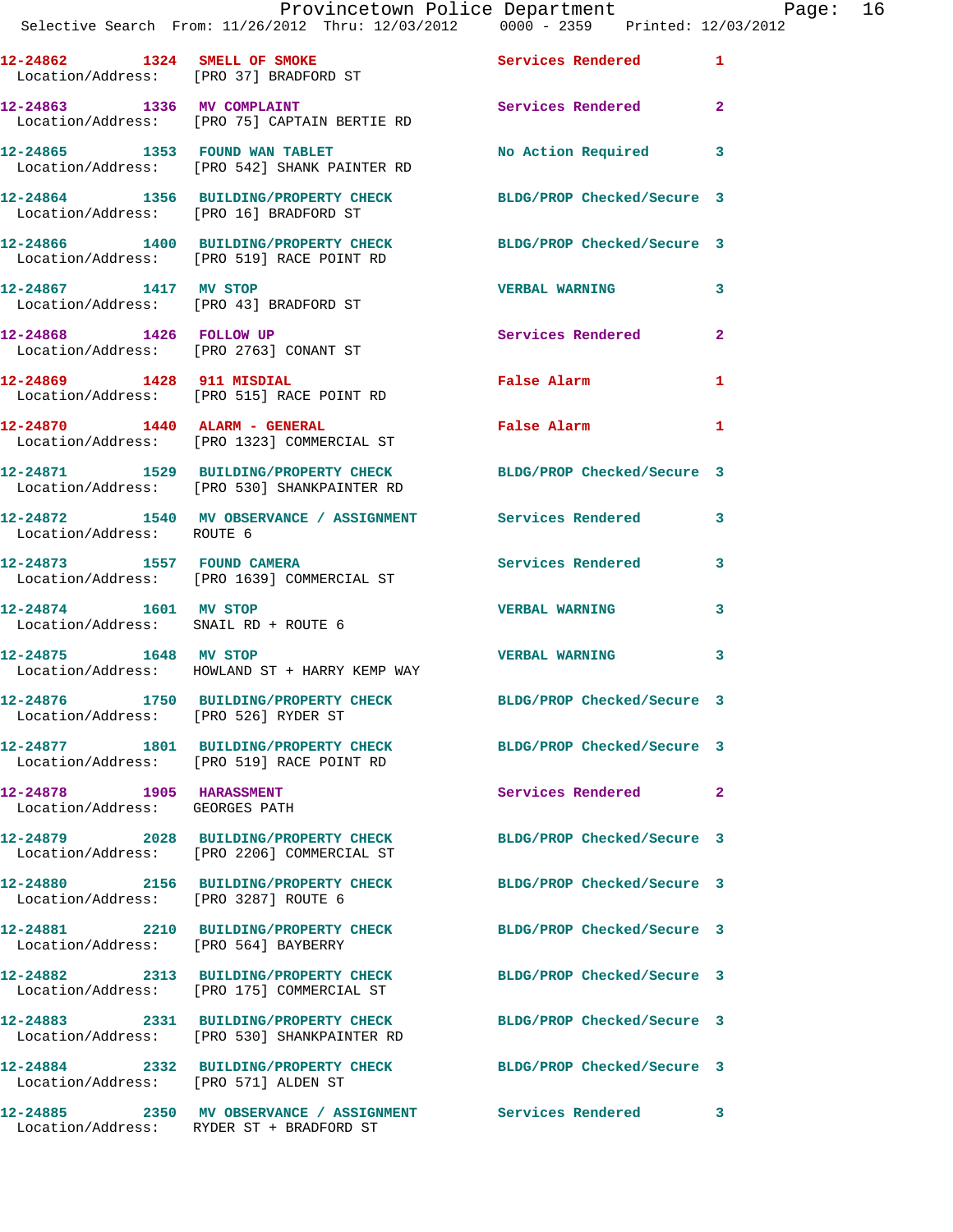| Call Number | Time | Call Reason | Action | Priority |
|---|---|---|---|---|
| 12-24862 | 1324 | SMELL OF SMOKE | Services Rendered | 1 |
| Location/Address: [PRO 37] BRADFORD ST | | | | |
| 12-24863 | 1336 | MV COMPLAINT | Services Rendered | 2 |
| Location/Address: [PRO 75] CAPTAIN BERTIE RD | | | | |
| 12-24865 | 1353 | FOUND WAN TABLET | No Action Required | 3 |
| Location/Address: [PRO 542] SHANK PAINTER RD | | | | |
| 12-24864 | 1356 | BUILDING/PROPERTY CHECK | BLDG/PROP Checked/Secure | 3 |
| Location/Address: [PRO 16] BRADFORD ST | | | | |
| 12-24866 | 1400 | BUILDING/PROPERTY CHECK | BLDG/PROP Checked/Secure | 3 |
| Location/Address: [PRO 519] RACE POINT RD | | | | |
| 12-24867 | 1417 | MV STOP | VERBAL WARNING | 3 |
| Location/Address: [PRO 43] BRADFORD ST | | | | |
| 12-24868 | 1426 | FOLLOW UP | Services Rendered | 2 |
| Location/Address: [PRO 2763] CONANT ST | | | | |
| 12-24869 | 1428 | 911 MISDIAL | False Alarm | 1 |
| Location/Address: [PRO 515] RACE POINT RD | | | | |
| 12-24870 | 1440 | ALARM - GENERAL | False Alarm | 1 |
| Location/Address: [PRO 1323] COMMERCIAL ST | | | | |
| 12-24871 | 1529 | BUILDING/PROPERTY CHECK | BLDG/PROP Checked/Secure | 3 |
| Location/Address: [PRO 530] SHANKPAINTER RD | | | | |
| 12-24872 | 1540 | MV OBSERVANCE / ASSIGNMENT | Services Rendered | 3 |
| Location/Address: ROUTE 6 | | | | |
| 12-24873 | 1557 | FOUND CAMERA | Services Rendered | 3 |
| Location/Address: [PRO 1639] COMMERCIAL ST | | | | |
| 12-24874 | 1601 | MV STOP | VERBAL WARNING | 3 |
| Location/Address: SNAIL RD + ROUTE 6 | | | | |
| 12-24875 | 1648 | MV STOP | VERBAL WARNING | 3 |
| Location/Address: HOWLAND ST + HARRY KEMP WAY | | | | |
| 12-24876 | 1750 | BUILDING/PROPERTY CHECK | BLDG/PROP Checked/Secure | 3 |
| Location/Address: [PRO 526] RYDER ST | | | | |
| 12-24877 | 1801 | BUILDING/PROPERTY CHECK | BLDG/PROP Checked/Secure | 3 |
| Location/Address: [PRO 519] RACE POINT RD | | | | |
| 12-24878 | 1905 | HARASSMENT | Services Rendered | 2 |
| Location/Address: GEORGES PATH | | | | |
| 12-24879 | 2028 | BUILDING/PROPERTY CHECK | BLDG/PROP Checked/Secure | 3 |
| Location/Address: [PRO 2206] COMMERCIAL ST | | | | |
| 12-24880 | 2156 | BUILDING/PROPERTY CHECK | BLDG/PROP Checked/Secure | 3 |
| Location/Address: [PRO 3287] ROUTE 6 | | | | |
| 12-24881 | 2210 | BUILDING/PROPERTY CHECK | BLDG/PROP Checked/Secure | 3 |
| Location/Address: [PRO 564] BAYBERRY | | | | |
| 12-24882 | 2313 | BUILDING/PROPERTY CHECK | BLDG/PROP Checked/Secure | 3 |
| Location/Address: [PRO 175] COMMERCIAL ST | | | | |
| 12-24883 | 2331 | BUILDING/PROPERTY CHECK | BLDG/PROP Checked/Secure | 3 |
| Location/Address: [PRO 530] SHANKPAINTER RD | | | | |
| 12-24884 | 2332 | BUILDING/PROPERTY CHECK | BLDG/PROP Checked/Secure | 3 |
| Location/Address: [PRO 571] ALDEN ST | | | | |
| 12-24885 | 2350 | MV OBSERVANCE / ASSIGNMENT | Services Rendered | 3 |
| Location/Address: RYDER ST + BRADFORD ST | | | | |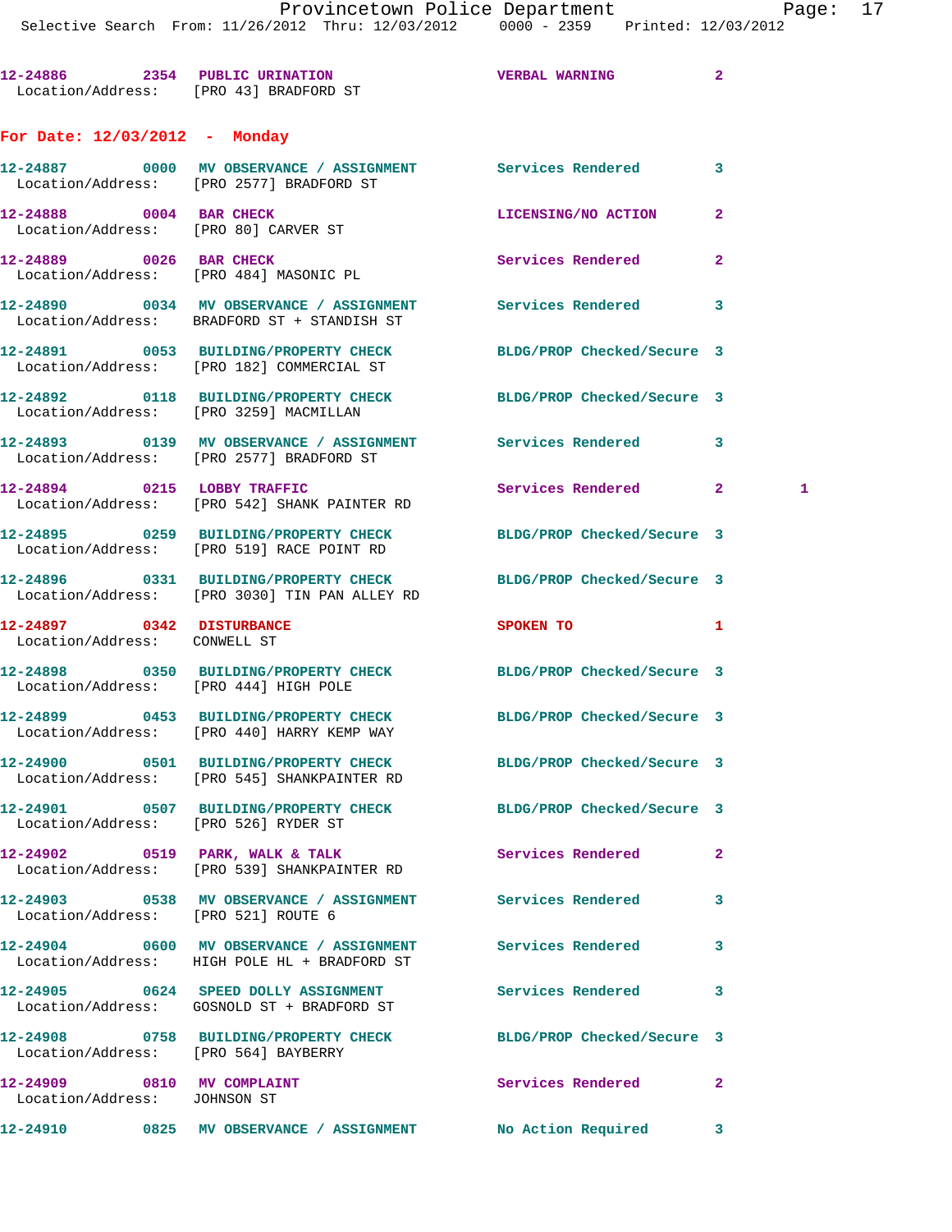12-24886 2354 PUBLIC URINATION VERBAL WARNING 2
Location/Address: [PRO 43] BRADFORD ST

**For Date: 12/03/2012 - Monday**

12-24887 0000 MV OBSERVANCE / ASSIGNMENT Services Rendered 3
Location/Address: [PRO 2577] BRADFORD ST

12-24888 0004 BAR CHECK LICENSING/NO ACTION 2
Location/Address: [PRO 80] CARVER ST

12-24889 0026 BAR CHECK Services Rendered 2
Location/Address: [PRO 484] MASONIC PL

12-24890 0034 MV OBSERVANCE / ASSIGNMENT Services Rendered 3
Location/Address: BRADFORD ST + STANDISH ST

12-24891 0053 BUILDING/PROPERTY CHECK BLDG/PROP Checked/Secure 3
Location/Address: [PRO 182] COMMERCIAL ST

12-24892 0118 BUILDING/PROPERTY CHECK BLDG/PROP Checked/Secure 3
Location/Address: [PRO 3259] MACMILLAN

12-24893 0139 MV OBSERVANCE / ASSIGNMENT Services Rendered 3
Location/Address: [PRO 2577] BRADFORD ST

12-24894 0215 LOBBY TRAFFIC Services Rendered 2 1
Location/Address: [PRO 542] SHANK PAINTER RD

12-24895 0259 BUILDING/PROPERTY CHECK BLDG/PROP Checked/Secure 3
Location/Address: [PRO 519] RACE POINT RD

12-24896 0331 BUILDING/PROPERTY CHECK BLDG/PROP Checked/Secure 3
Location/Address: [PRO 3030] TIN PAN ALLEY RD

12-24897 0342 DISTURBANCE SPOKEN TO 1
Location/Address: CONWELL ST

12-24898 0350 BUILDING/PROPERTY CHECK BLDG/PROP Checked/Secure 3
Location/Address: [PRO 444] HIGH POLE

12-24899 0453 BUILDING/PROPERTY CHECK BLDG/PROP Checked/Secure 3
Location/Address: [PRO 440] HARRY KEMP WAY

12-24900 0501 BUILDING/PROPERTY CHECK BLDG/PROP Checked/Secure 3
Location/Address: [PRO 545] SHANKPAINTER RD

12-24901 0507 BUILDING/PROPERTY CHECK BLDG/PROP Checked/Secure 3
Location/Address: [PRO 526] RYDER ST

12-24902 0519 PARK, WALK & TALK Services Rendered 2
Location/Address: [PRO 539] SHANKPAINTER RD

12-24903 0538 MV OBSERVANCE / ASSIGNMENT Services Rendered 3
Location/Address: [PRO 521] ROUTE 6

12-24904 0600 MV OBSERVANCE / ASSIGNMENT Services Rendered 3
Location/Address: HIGH POLE HL + BRADFORD ST

12-24905 0624 SPEED DOLLY ASSIGNMENT Services Rendered 3
Location/Address: GOSNOLD ST + BRADFORD ST

12-24908 0758 BUILDING/PROPERTY CHECK BLDG/PROP Checked/Secure 3
Location/Address: [PRO 564] BAYBERRY

12-24909 0810 MV COMPLAINT Services Rendered 2
Location/Address: JOHNSON ST

12-24910 0825 MV OBSERVANCE / ASSIGNMENT No Action Required 3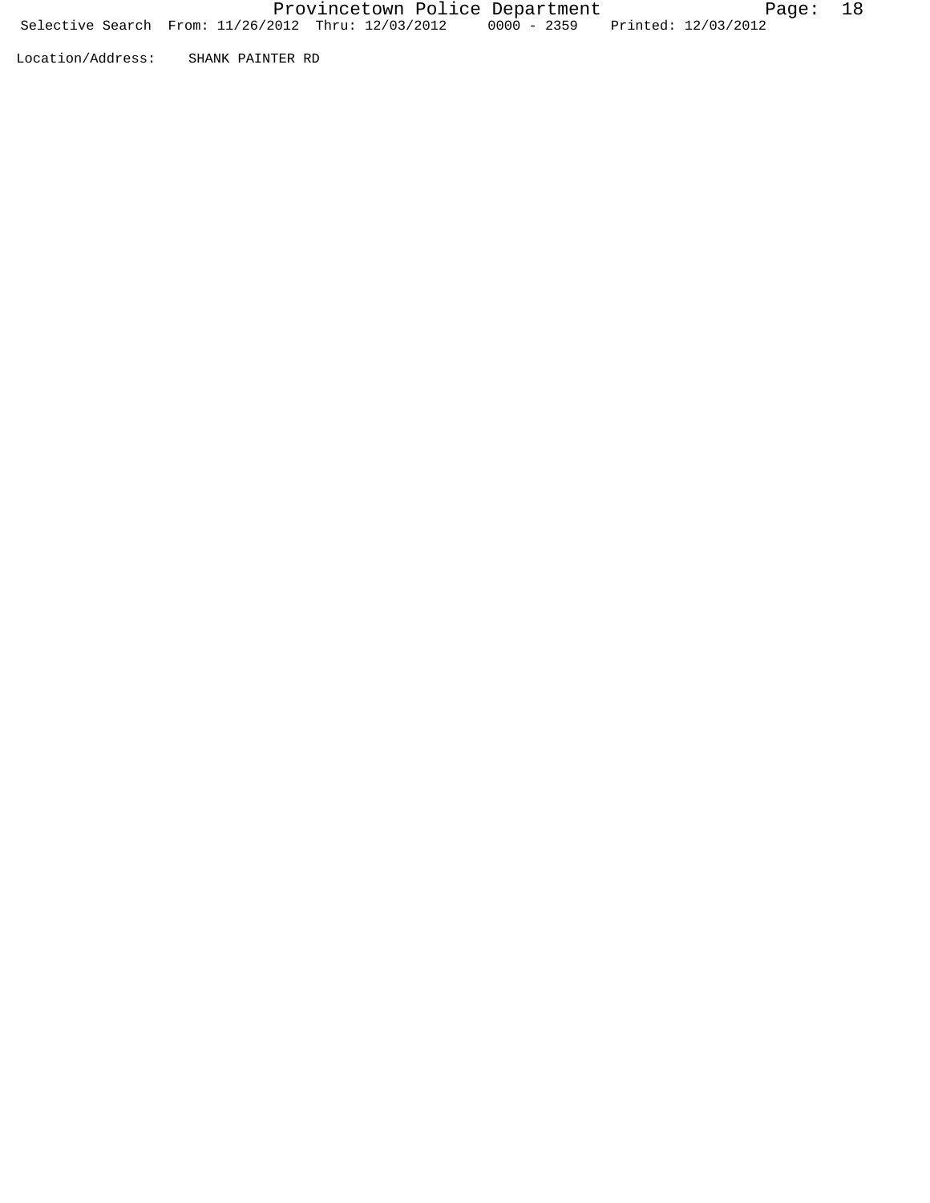Location/Address: SHANK PAINTER RD